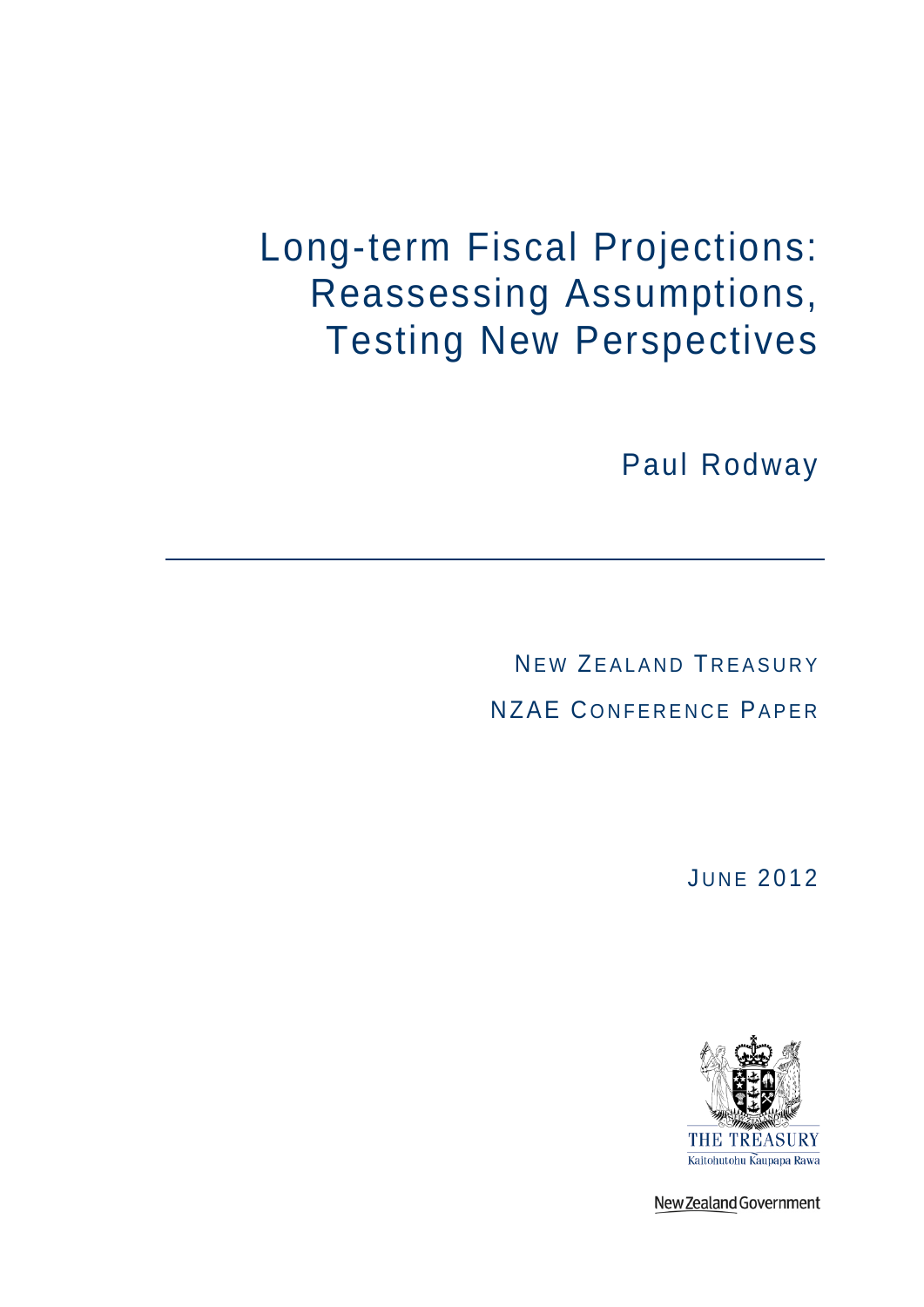# Long-term Fiscal Projections: Reassessing Assumptions, Testing New Perspectives

Paul Rodway

---

NEW ZEALAND TREASURY

NZAE CONFERENCE PAPER

JUNE 2012

THE TREASURY

Kaitohutohu Kaupapa Rawa

New Zealand Government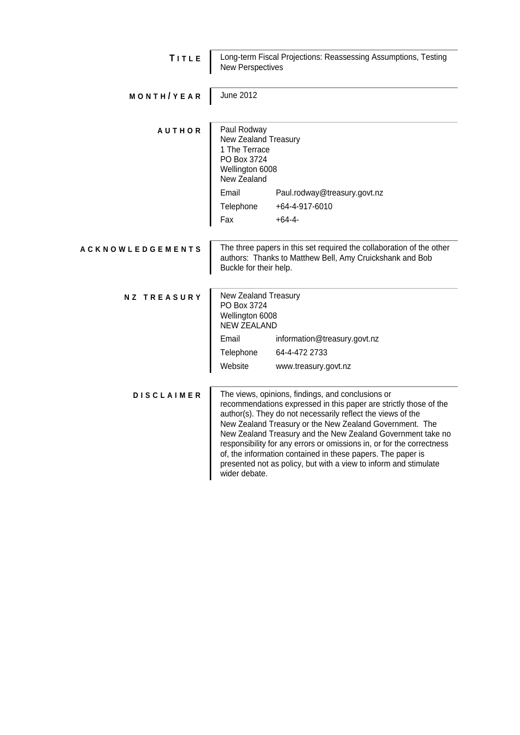**TITLE** Long-term Fiscal Projections: Reassessing Assumptions, Testing New Perspectives

**MONTH/YEAR** June 2012

**AUTHOR** Paul Rodway
New Zealand Treasury
1 The Terrace
PO Box 3724
Wellington 6008
New Zealand

| | |
|---|---|
| Email | Paul.rodway@treasury.govt.nz |
| Telephone | +64-4-917-6010 |
| Fax | +64-4- |

**ACKNOWLEDGEMENTS** The three papers in this set required the collaboration of the other authors: Thanks to Matthew Bell, Amy Cruickshank and Bob Buckle for their help.

**NZ TREASURY** New Zealand Treasury
PO Box 3724
Wellington 6008
NEW ZEALAND

| | |
|---|---|
| Email | information@treasury.govt.nz |
| Telephone | 64-4-472 2733 |
| Website | www.treasury.govt.nz |

**DISCLAIMER** The views, opinions, findings, and conclusions or recommendations expressed in this paper are strictly those of the author(s). They do not necessarily reflect the views of the New Zealand Treasury or the New Zealand Government. The New Zealand Treasury and the New Zealand Government take no responsibility for any errors or omissions in, or for the correctness of, the information contained in these papers. The paper is presented not as policy, but with a view to inform and stimulate wider debate.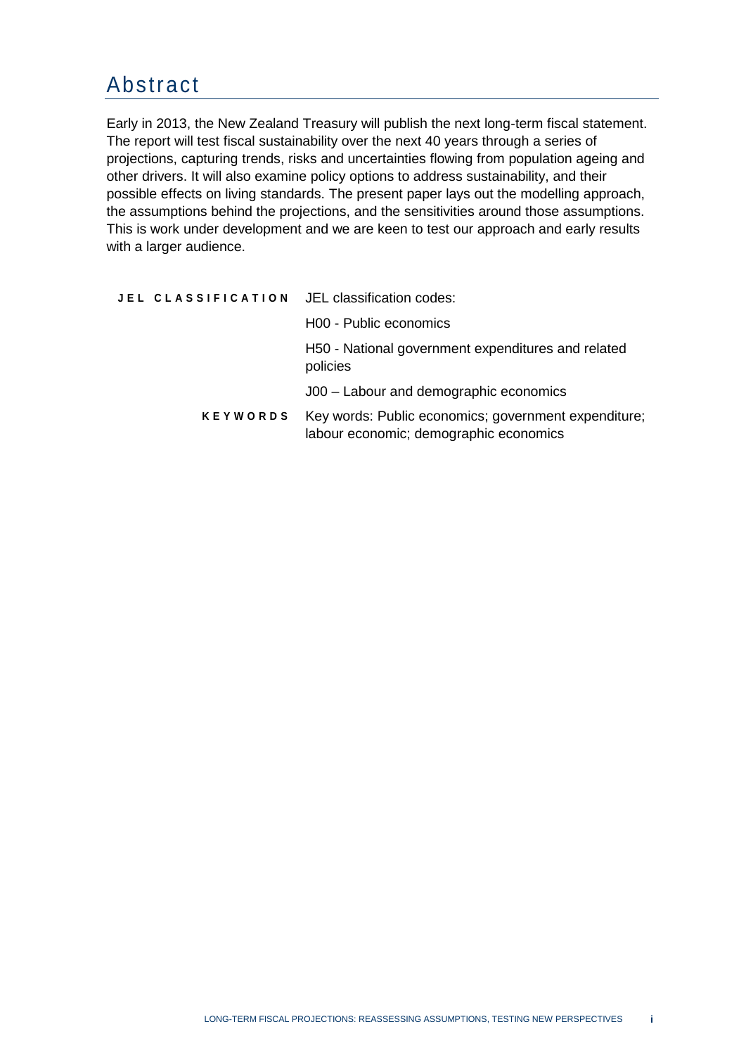# Abstract

Early in 2013, the New Zealand Treasury will publish the next long-term fiscal statement. The report will test fiscal sustainability over the next 40 years through a series of projections, capturing trends, risks and uncertainties flowing from population ageing and other drivers. It will also examine policy options to address sustainability, and their possible effects on living standards. The present paper lays out the modelling approach, the assumptions behind the projections, and the sensitivities around those assumptions. This is work under development and we are keen to test our approach and early results with a larger audience.

**JEL CLASSIFICATION** JEL classification codes:

H00 - Public economics

H50 - National government expenditures and related policies

J00 – Labour and demographic economics

**KEYWORDS** Key words: Public economics; government expenditure; labour economic; demographic economics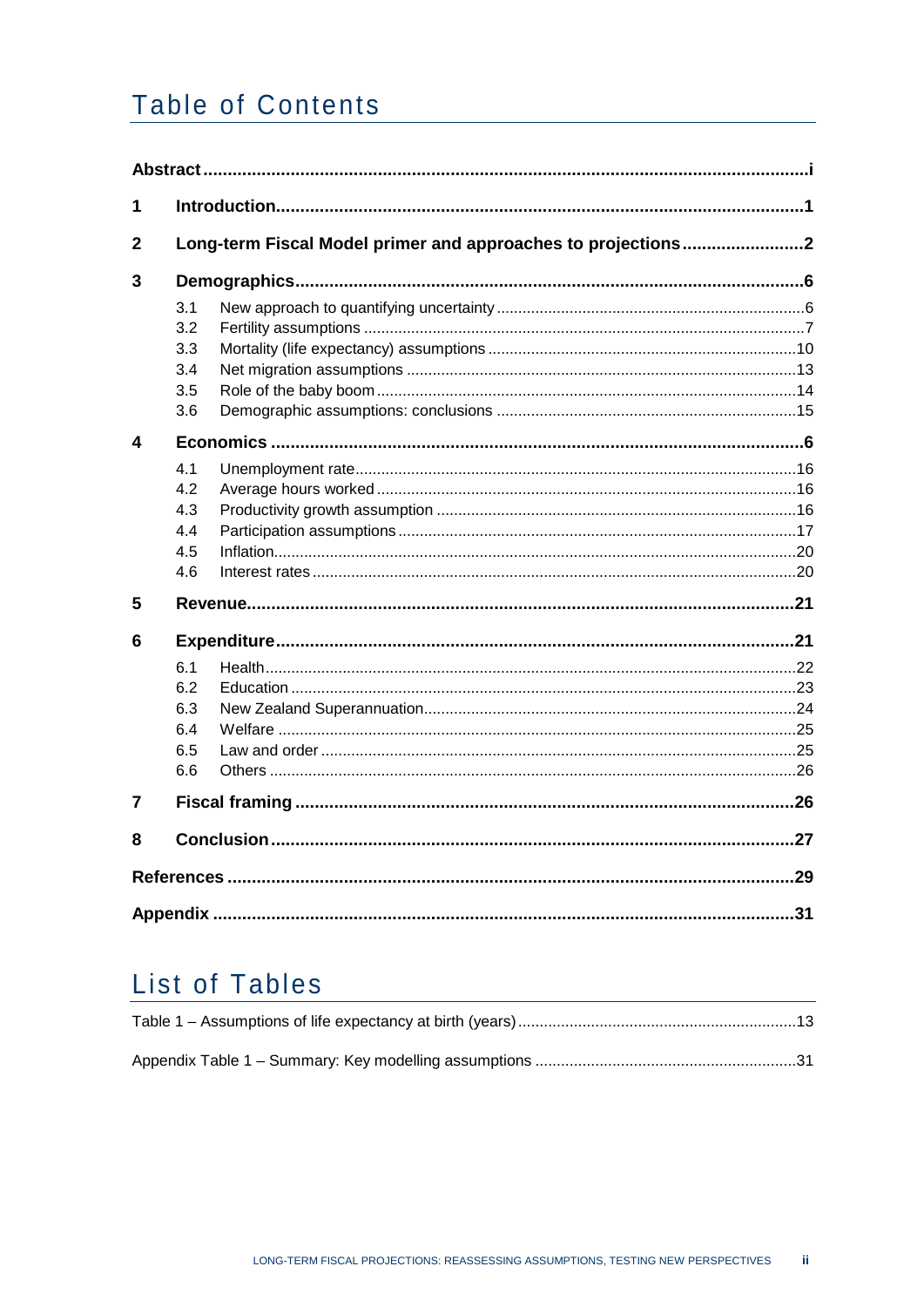# Table of Contents

**Abstract** ... i

**1 Introduction** ... 1

**2 Long-term Fiscal Model primer and approaches to projections** ... 2

**3 Demographics** ... 6

- 3.1 New approach to quantifying uncertainty ... 6
- 3.2 Fertility assumptions ... 7
- 3.3 Mortality (life expectancy) assumptions ... 10
- 3.4 Net migration assumptions ... 13
- 3.5 Role of the baby boom ... 14
- 3.6 Demographic assumptions: conclusions ... 15

**4 Economics** ... 6

- 4.1 Unemployment rate ... 16
- 4.2 Average hours worked ... 16
- 4.3 Productivity growth assumption ... 16
- 4.4 Participation assumptions ... 17
- 4.5 Inflation ... 20
- 4.6 Interest rates ... 20

**5 Revenue** ... 21

**6 Expenditure** ... 21

- 6.1 Health ... 22
- 6.2 Education ... 23
- 6.3 New Zealand Superannuation ... 24
- 6.4 Welfare ... 25
- 6.5 Law and order ... 25
- 6.6 Others ... 26

**7 Fiscal framing** ... 26

**8 Conclusion** ... 27

**References** ... 29

**Appendix** ... 31

# List of Tables

Table 1 – Assumptions of life expectancy at birth (years) ... 13

Appendix Table 1 – Summary: Key modelling assumptions ... 31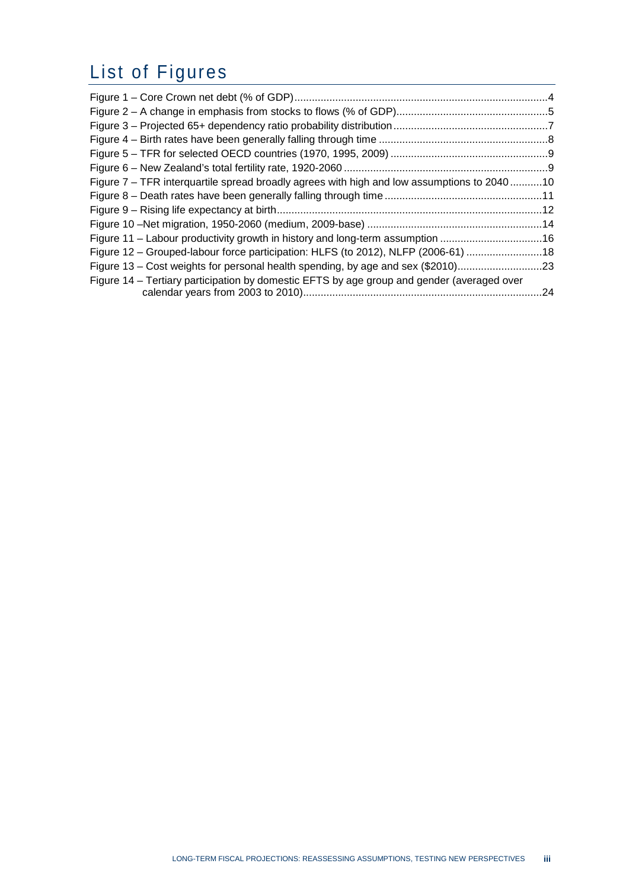# List of Figures

Figure 1 – Core Crown net debt (% of GDP)....................................................................................4
Figure 2 – A change in emphasis from stocks to flows (% of GDP)...................................................5
Figure 3 – Projected 65+ dependency ratio probability distribution....................................................7
Figure 4 – Birth rates have been generally falling through time .........................................................8
Figure 5 – TFR for selected OECD countries (1970, 1995, 2009) .....................................................9
Figure 6 – New Zealand's total fertility rate, 1920-2060 .....................................................................9
Figure 7 – TFR interquartile spread broadly agrees with high and low assumptions to 2040 ...........10
Figure 8 – Death rates have been generally falling through time .....................................................11
Figure 9 – Rising life expectancy at birth..........................................................................................12
Figure 10 –Net migration, 1950-2060 (medium, 2009-base) ...........................................................14
Figure 11 – Labour productivity growth in history and long-term assumption ..................................16
Figure 12 – Grouped-labour force participation: HLFS (to 2012), NLFP (2006-61) .........................18
Figure 13 – Cost weights for personal health spending, by age and sex ($2010)............................23
Figure 14 – Tertiary participation by domestic EFTS by age group and gender (averaged over calendar years from 2003 to 2010)..................................................................................24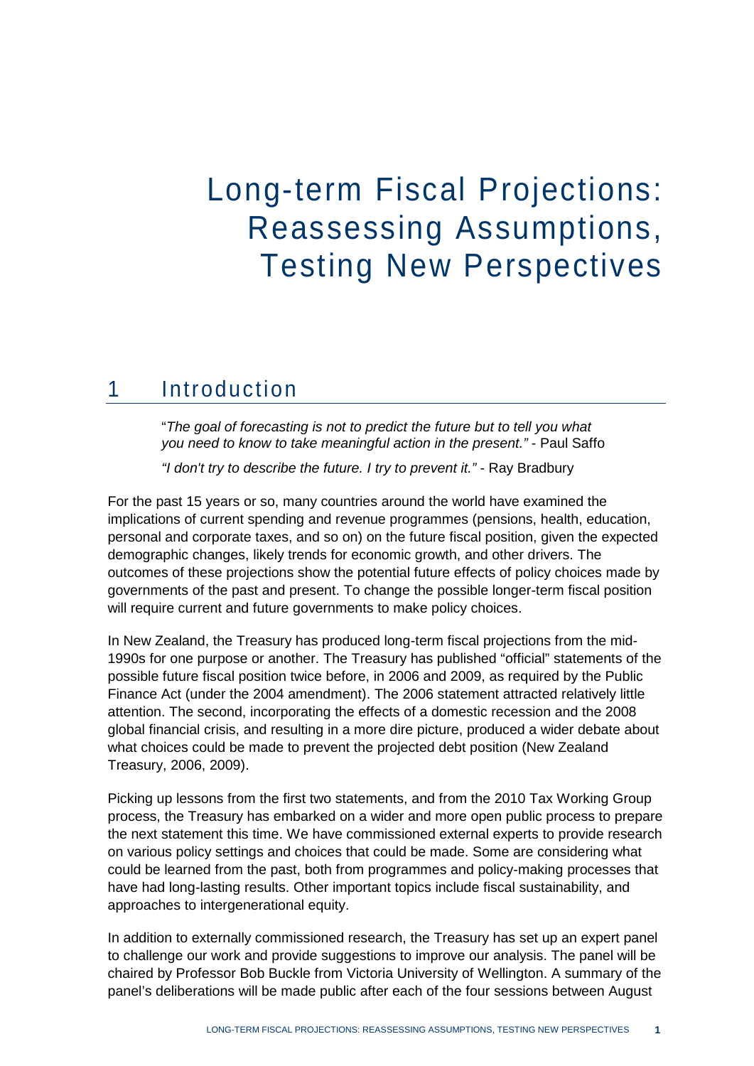# Long-term Fiscal Projections: Reassessing Assumptions, Testing New Perspectives

## 1 Introduction

> "*The goal of forecasting is not to predict the future but to tell you what you need to know to take meaningful action in the present.*" - Paul Saffo
>
> *"I don't try to describe the future. I try to prevent it."* - Ray Bradbury

For the past 15 years or so, many countries around the world have examined the implications of current spending and revenue programmes (pensions, health, education, personal and corporate taxes, and so on) on the future fiscal position, given the expected demographic changes, likely trends for economic growth, and other drivers. The outcomes of these projections show the potential future effects of policy choices made by governments of the past and present. To change the possible longer-term fiscal position will require current and future governments to make policy choices.

In New Zealand, the Treasury has produced long-term fiscal projections from the mid-1990s for one purpose or another. The Treasury has published "official" statements of the possible future fiscal position twice before, in 2006 and 2009, as required by the Public Finance Act (under the 2004 amendment). The 2006 statement attracted relatively little attention. The second, incorporating the effects of a domestic recession and the 2008 global financial crisis, and resulting in a more dire picture, produced a wider debate about what choices could be made to prevent the projected debt position (New Zealand Treasury, 2006, 2009).

Picking up lessons from the first two statements, and from the 2010 Tax Working Group process, the Treasury has embarked on a wider and more open public process to prepare the next statement this time. We have commissioned external experts to provide research on various policy settings and choices that could be made. Some are considering what could be learned from the past, both from programmes and policy-making processes that have had long-lasting results. Other important topics include fiscal sustainability, and approaches to intergenerational equity.

In addition to externally commissioned research, the Treasury has set up an expert panel to challenge our work and provide suggestions to improve our analysis. The panel will be chaired by Professor Bob Buckle from Victoria University of Wellington. A summary of the panel's deliberations will be made public after each of the four sessions between August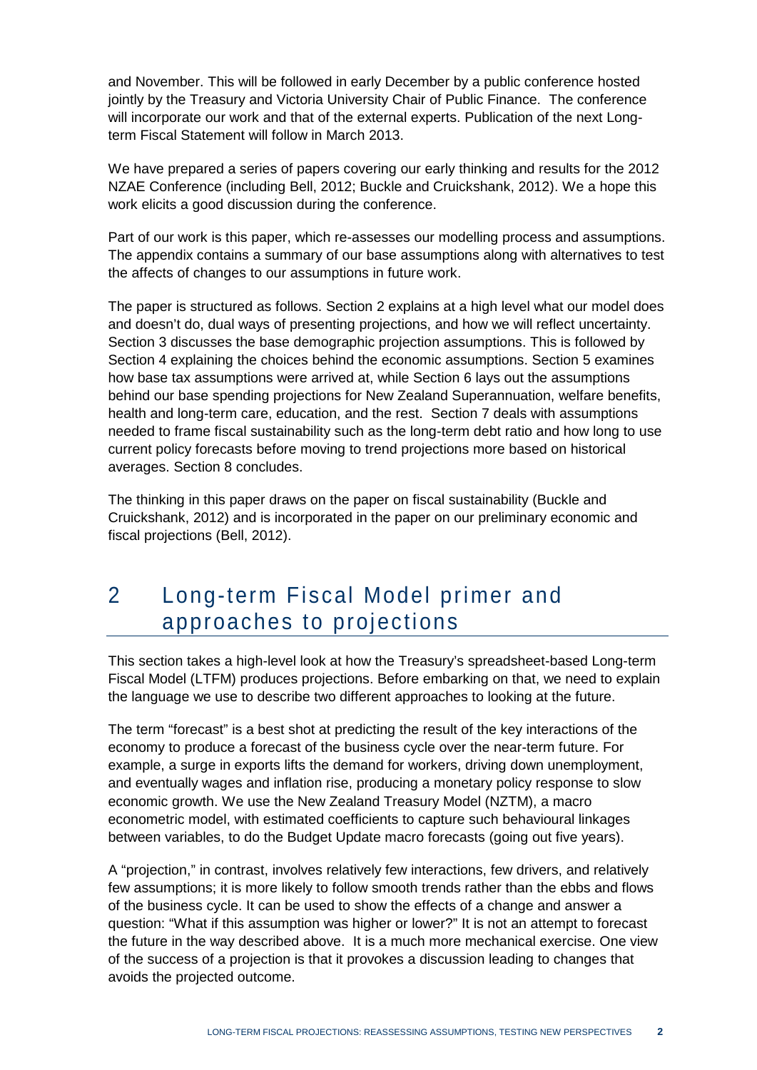and November. This will be followed in early December by a public conference hosted jointly by the Treasury and Victoria University Chair of Public Finance. The conference will incorporate our work and that of the external experts. Publication of the next Long-term Fiscal Statement will follow in March 2013.

We have prepared a series of papers covering our early thinking and results for the 2012 NZAE Conference (including Bell, 2012; Buckle and Cruickshank, 2012). We a hope this work elicits a good discussion during the conference.

Part of our work is this paper, which re-assesses our modelling process and assumptions. The appendix contains a summary of our base assumptions along with alternatives to test the affects of changes to our assumptions in future work.

The paper is structured as follows. Section 2 explains at a high level what our model does and doesn't do, dual ways of presenting projections, and how we will reflect uncertainty. Section 3 discusses the base demographic projection assumptions. This is followed by Section 4 explaining the choices behind the economic assumptions. Section 5 examines how base tax assumptions were arrived at, while Section 6 lays out the assumptions behind our base spending projections for New Zealand Superannuation, welfare benefits, health and long-term care, education, and the rest. Section 7 deals with assumptions needed to frame fiscal sustainability such as the long-term debt ratio and how long to use current policy forecasts before moving to trend projections more based on historical averages. Section 8 concludes.

The thinking in this paper draws on the paper on fiscal sustainability (Buckle and Cruickshank, 2012) and is incorporated in the paper on our preliminary economic and fiscal projections (Bell, 2012).

# 2 Long-term Fiscal Model primer and approaches to projections

This section takes a high-level look at how the Treasury's spreadsheet-based Long-term Fiscal Model (LTFM) produces projections. Before embarking on that, we need to explain the language we use to describe two different approaches to looking at the future.

The term "forecast" is a best shot at predicting the result of the key interactions of the economy to produce a forecast of the business cycle over the near-term future. For example, a surge in exports lifts the demand for workers, driving down unemployment, and eventually wages and inflation rise, producing a monetary policy response to slow economic growth. We use the New Zealand Treasury Model (NZTM), a macro econometric model, with estimated coefficients to capture such behavioural linkages between variables, to do the Budget Update macro forecasts (going out five years).

A "projection," in contrast, involves relatively few interactions, few drivers, and relatively few assumptions; it is more likely to follow smooth trends rather than the ebbs and flows of the business cycle. It can be used to show the effects of a change and answer a question: "What if this assumption was higher or lower?" It is not an attempt to forecast the future in the way described above. It is a much more mechanical exercise. One view of the success of a projection is that it provokes a discussion leading to changes that avoids the projected outcome.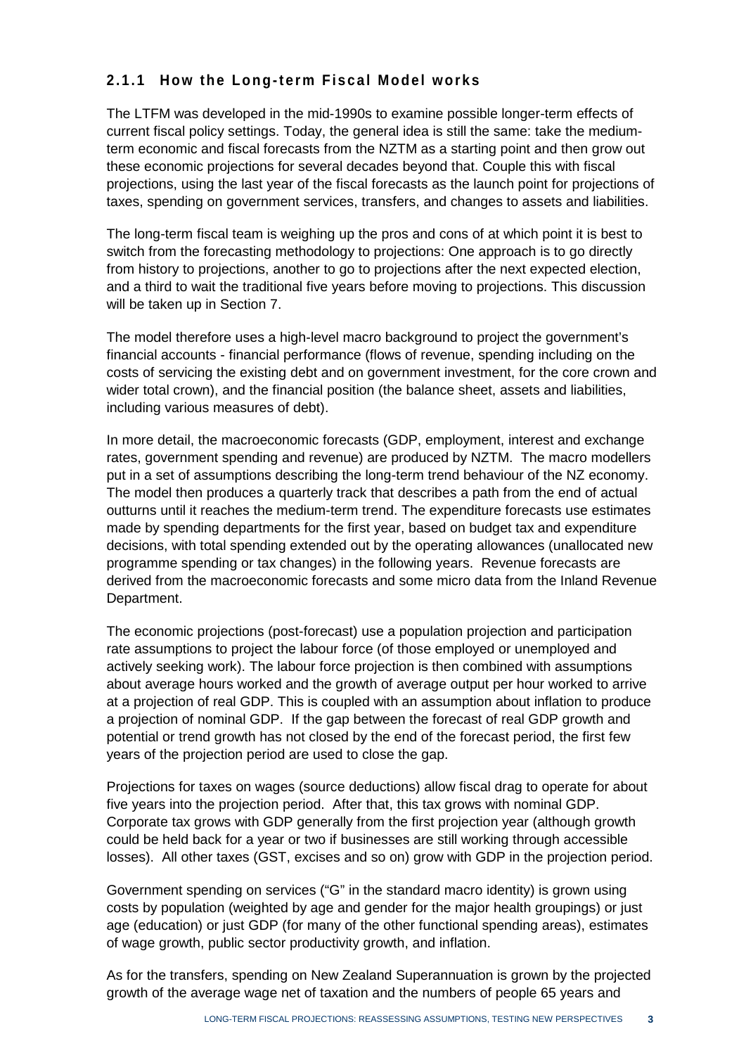### 2.1.1 How the Long-term Fiscal Model works

The LTFM was developed in the mid-1990s to examine possible longer-term effects of current fiscal policy settings. Today, the general idea is still the same: take the medium-term economic and fiscal forecasts from the NZTM as a starting point and then grow out these economic projections for several decades beyond that. Couple this with fiscal projections, using the last year of the fiscal forecasts as the launch point for projections of taxes, spending on government services, transfers, and changes to assets and liabilities.

The long-term fiscal team is weighing up the pros and cons of at which point it is best to switch from the forecasting methodology to projections: One approach is to go directly from history to projections, another to go to projections after the next expected election, and a third to wait the traditional five years before moving to projections. This discussion will be taken up in Section 7.

The model therefore uses a high-level macro background to project the government's financial accounts - financial performance (flows of revenue, spending including on the costs of servicing the existing debt and on government investment, for the core crown and wider total crown), and the financial position (the balance sheet, assets and liabilities, including various measures of debt).

In more detail, the macroeconomic forecasts (GDP, employment, interest and exchange rates, government spending and revenue) are produced by NZTM. The macro modellers put in a set of assumptions describing the long-term trend behaviour of the NZ economy. The model then produces a quarterly track that describes a path from the end of actual outturns until it reaches the medium-term trend. The expenditure forecasts use estimates made by spending departments for the first year, based on budget tax and expenditure decisions, with total spending extended out by the operating allowances (unallocated new programme spending or tax changes) in the following years. Revenue forecasts are derived from the macroeconomic forecasts and some micro data from the Inland Revenue Department.

The economic projections (post-forecast) use a population projection and participation rate assumptions to project the labour force (of those employed or unemployed and actively seeking work). The labour force projection is then combined with assumptions about average hours worked and the growth of average output per hour worked to arrive at a projection of real GDP. This is coupled with an assumption about inflation to produce a projection of nominal GDP. If the gap between the forecast of real GDP growth and potential or trend growth has not closed by the end of the forecast period, the first few years of the projection period are used to close the gap.

Projections for taxes on wages (source deductions) allow fiscal drag to operate for about five years into the projection period. After that, this tax grows with nominal GDP. Corporate tax grows with GDP generally from the first projection year (although growth could be held back for a year or two if businesses are still working through accessible losses). All other taxes (GST, excises and so on) grow with GDP in the projection period.

Government spending on services ("G" in the standard macro identity) is grown using costs by population (weighted by age and gender for the major health groupings) or just age (education) or just GDP (for many of the other functional spending areas), estimates of wage growth, public sector productivity growth, and inflation.

As for the transfers, spending on New Zealand Superannuation is grown by the projected growth of the average wage net of taxation and the numbers of people 65 years and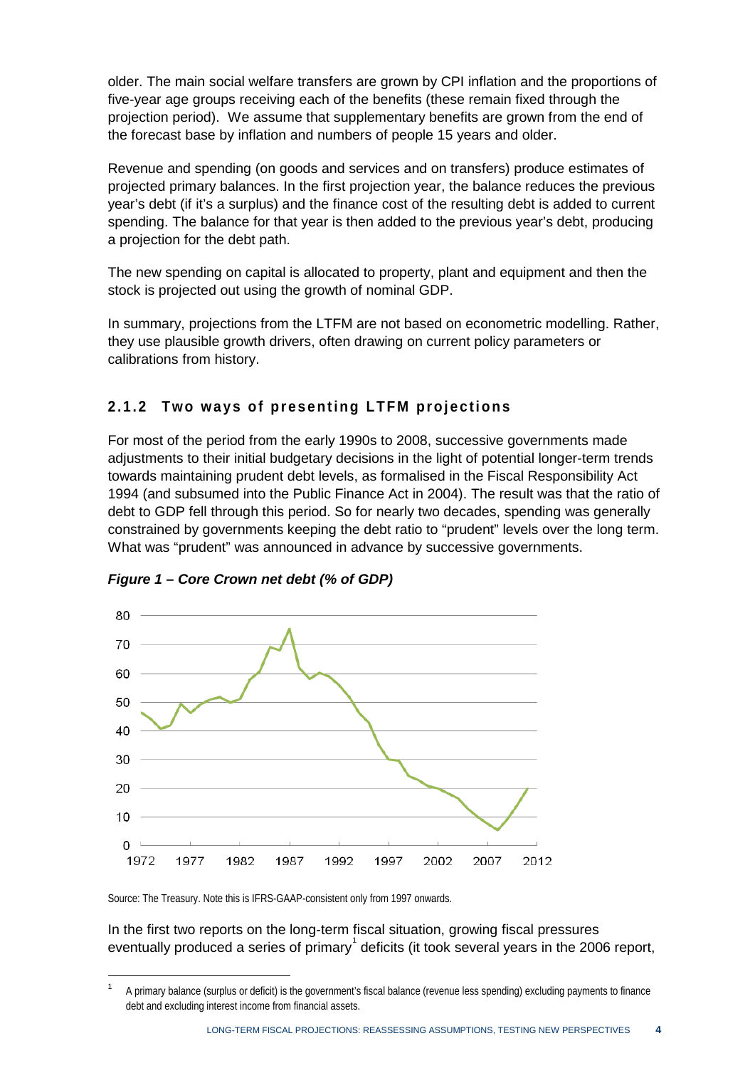older. The main social welfare transfers are grown by CPI inflation and the proportions of five-year age groups receiving each of the benefits (these remain fixed through the projection period). We assume that supplementary benefits are grown from the end of the forecast base by inflation and numbers of people 15 years and older.

Revenue and spending (on goods and services and on transfers) produce estimates of projected primary balances. In the first projection year, the balance reduces the previous year's debt (if it's a surplus) and the finance cost of the resulting debt is added to current spending. The balance for that year is then added to the previous year's debt, producing a projection for the debt path.

The new spending on capital is allocated to property, plant and equipment and then the stock is projected out using the growth of nominal GDP.

In summary, projections from the LTFM are not based on econometric modelling. Rather, they use plausible growth drivers, often drawing on current policy parameters or calibrations from history.

### 2.1.2 Two ways of presenting LTFM projections

For most of the period from the early 1990s to 2008, successive governments made adjustments to their initial budgetary decisions in the light of potential longer-term trends towards maintaining prudent debt levels, as formalised in the Fiscal Responsibility Act 1994 (and subsumed into the Public Finance Act in 2004). The result was that the ratio of debt to GDP fell through this period. So for nearly two decades, spending was generally constrained by governments keeping the debt ratio to "prudent" levels over the long term. What was "prudent" was announced in advance by successive governments.

***Figure 1 – Core Crown net debt (% of GDP)***

Source: The Treasury. Note this is IFRS-GAAP-consistent only from 1997 onwards.

In the first two reports on the long-term fiscal situation, growing fiscal pressures eventually produced a series of primary[1] deficits (it took several years in the 2006 report,

[1] A primary balance (surplus or deficit) is the government's fiscal balance (revenue less spending) excluding payments to finance debt and excluding interest income from financial assets.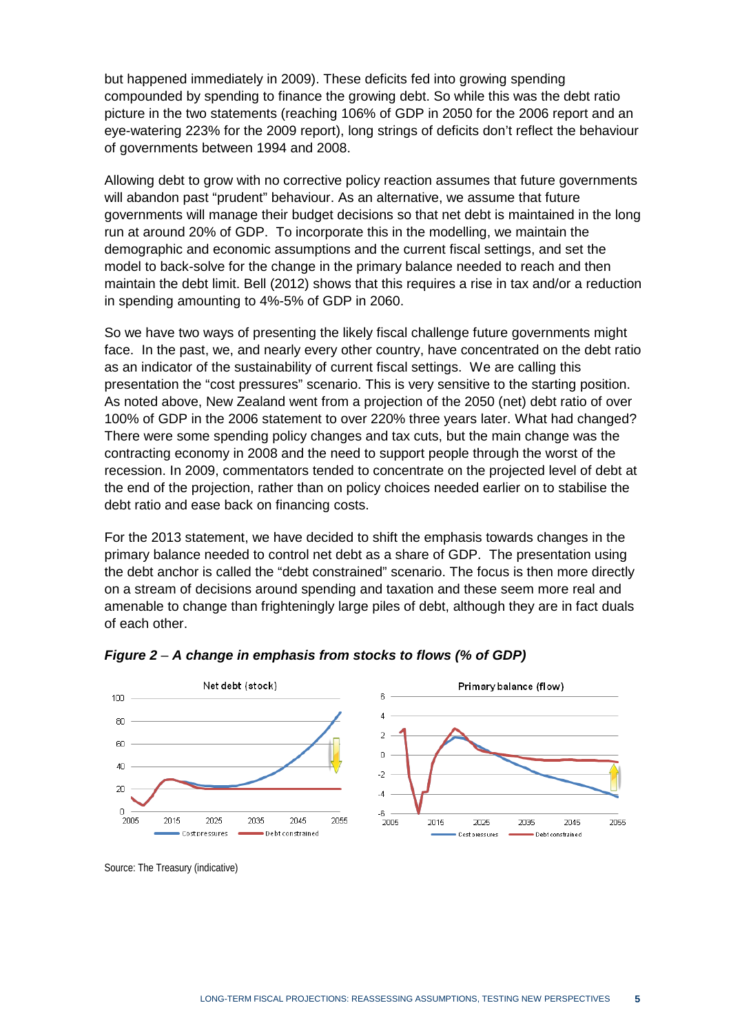but happened immediately in 2009). These deficits fed into growing spending compounded by spending to finance the growing debt. So while this was the debt ratio picture in the two statements (reaching 106% of GDP in 2050 for the 2006 report and an eye-watering 223% for the 2009 report), long strings of deficits don't reflect the behaviour of governments between 1994 and 2008.

Allowing debt to grow with no corrective policy reaction assumes that future governments will abandon past "prudent" behaviour. As an alternative, we assume that future governments will manage their budget decisions so that net debt is maintained in the long run at around 20% of GDP. To incorporate this in the modelling, we maintain the demographic and economic assumptions and the current fiscal settings, and set the model to back-solve for the change in the primary balance needed to reach and then maintain the debt limit. Bell (2012) shows that this requires a rise in tax and/or a reduction in spending amounting to 4%-5% of GDP in 2060.

So we have two ways of presenting the likely fiscal challenge future governments might face. In the past, we, and nearly every other country, have concentrated on the debt ratio as an indicator of the sustainability of current fiscal settings. We are calling this presentation the "cost pressures" scenario. This is very sensitive to the starting position. As noted above, New Zealand went from a projection of the 2050 (net) debt ratio of over 100% of GDP in the 2006 statement to over 220% three years later. What had changed? There were some spending policy changes and tax cuts, but the main change was the contracting economy in 2008 and the need to support people through the worst of the recession. In 2009, commentators tended to concentrate on the projected level of debt at the end of the projection, rather than on policy choices needed earlier on to stabilise the debt ratio and ease back on financing costs.

For the 2013 statement, we have decided to shift the emphasis towards changes in the primary balance needed to control net debt as a share of GDP. The presentation using the debt anchor is called the "debt constrained" scenario. The focus is then more directly on a stream of decisions around spending and taxation and these seem more real and amenable to change than frighteningly large piles of debt, although they are in fact duals of each other.

***Figure 2** – A change in emphasis from stocks to flows (% of GDP)*

Source: The Treasury (indicative)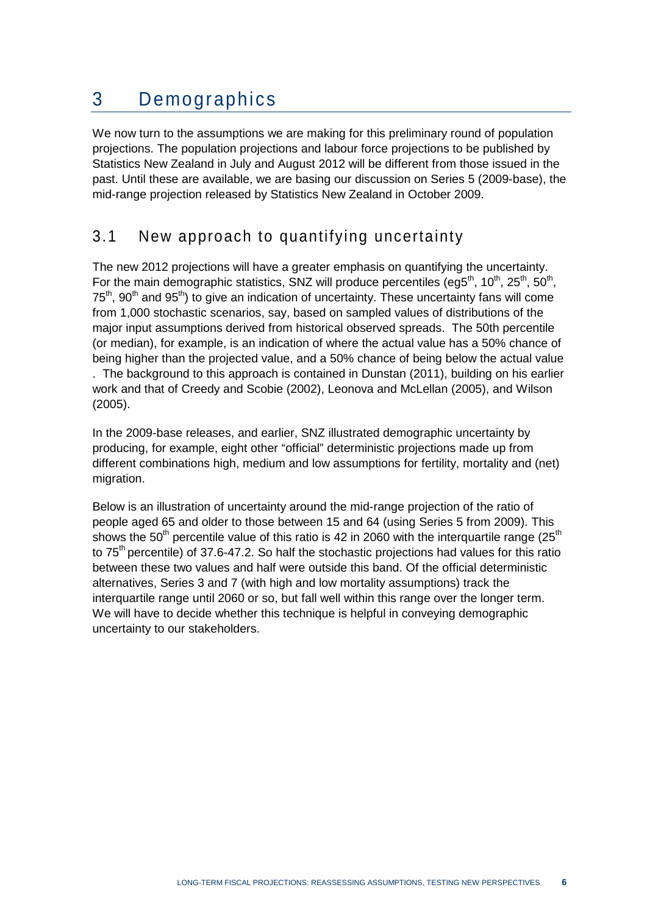# 3 Demographics

We now turn to the assumptions we are making for this preliminary round of population projections. The population projections and labour force projections to be published by Statistics New Zealand in July and August 2012 will be different from those issued in the past. Until these are available, we are basing our discussion on Series 5 (2009-base), the mid-range projection released by Statistics New Zealand in October 2009.

## 3.1 New approach to quantifying uncertainty

The new 2012 projections will have a greater emphasis on quantifying the uncertainty. For the main demographic statistics, SNZ will produce percentiles (eg5th, 10th, 25th, 50th, 75th, 90th and 95th) to give an indication of uncertainty. These uncertainty fans will come from 1,000 stochastic scenarios, say, based on sampled values of distributions of the major input assumptions derived from historical observed spreads. The 50th percentile (or median), for example, is an indication of where the actual value has a 50% chance of being higher than the projected value, and a 50% chance of being below the actual value . The background to this approach is contained in Dunstan (2011), building on his earlier work and that of Creedy and Scobie (2002), Leonova and McLellan (2005), and Wilson (2005).

In the 2009-base releases, and earlier, SNZ illustrated demographic uncertainty by producing, for example, eight other "official" deterministic projections made up from different combinations high, medium and low assumptions for fertility, mortality and (net) migration.

Below is an illustration of uncertainty around the mid-range projection of the ratio of people aged 65 and older to those between 15 and 64 (using Series 5 from 2009). This shows the 50th percentile value of this ratio is 42 in 2060 with the interquartile range (25th to 75th percentile) of 37.6-47.2. So half the stochastic projections had values for this ratio between these two values and half were outside this band. Of the official deterministic alternatives, Series 3 and 7 (with high and low mortality assumptions) track the interquartile range until 2060 or so, but fall well within this range over the longer term. We will have to decide whether this technique is helpful in conveying demographic uncertainty to our stakeholders.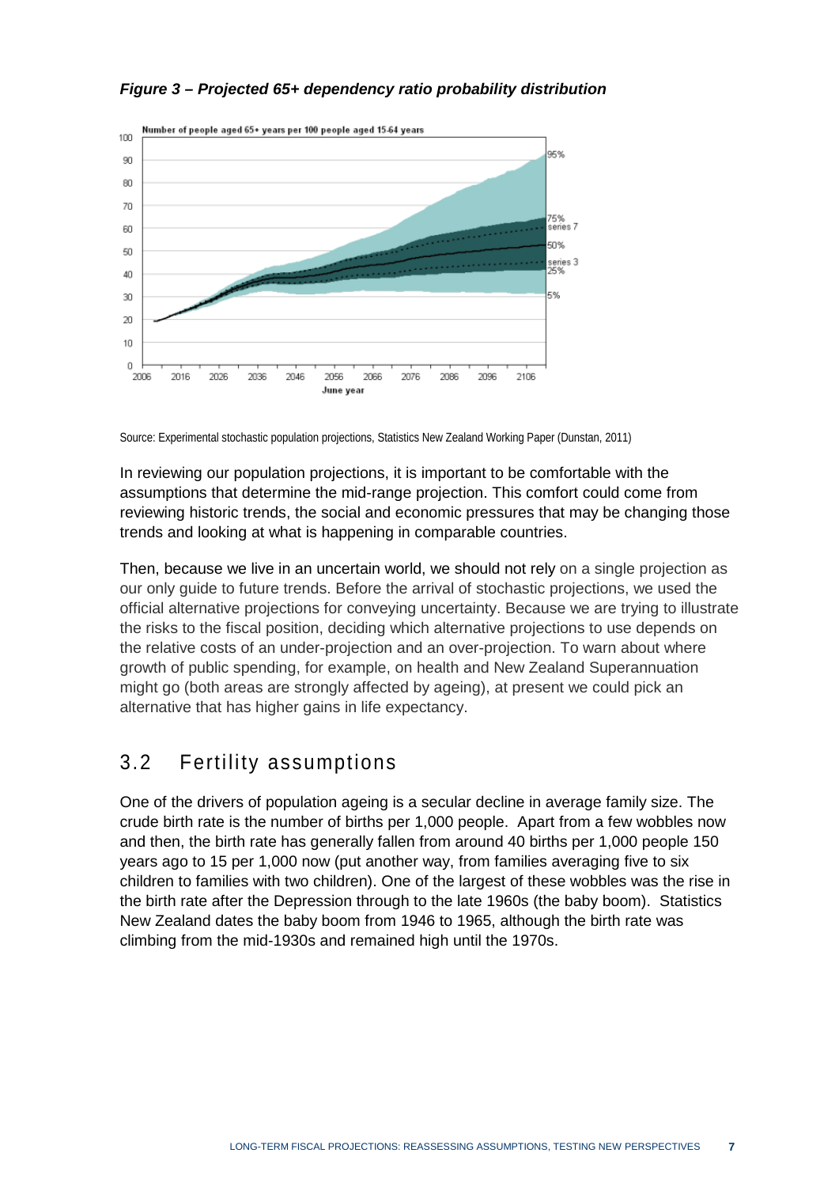*Figure 3 – Projected 65+ dependency ratio probability distribution*

Source: Experimental stochastic population projections, Statistics New Zealand Working Paper (Dunstan, 2011)

In reviewing our population projections, it is important to be comfortable with the assumptions that determine the mid-range projection. This comfort could come from reviewing historic trends, the social and economic pressures that may be changing those trends and looking at what is happening in comparable countries.

Then, because we live in an uncertain world, we should not rely on a single projection as our only guide to future trends. Before the arrival of stochastic projections, we used the official alternative projections for conveying uncertainty. Because we are trying to illustrate the risks to the fiscal position, deciding which alternative projections to use depends on the relative costs of an under-projection and an over-projection. To warn about where growth of public spending, for example, on health and New Zealand Superannuation might go (both areas are strongly affected by ageing), at present we could pick an alternative that has higher gains in life expectancy.

## 3.2 Fertility assumptions

One of the drivers of population ageing is a secular decline in average family size. The crude birth rate is the number of births per 1,000 people. Apart from a few wobbles now and then, the birth rate has generally fallen from around 40 births per 1,000 people 150 years ago to 15 per 1,000 now (put another way, from families averaging five to six children to families with two children). One of the largest of these wobbles was the rise in the birth rate after the Depression through to the late 1960s (the baby boom). Statistics New Zealand dates the baby boom from 1946 to 1965, although the birth rate was climbing from the mid-1930s and remained high until the 1970s.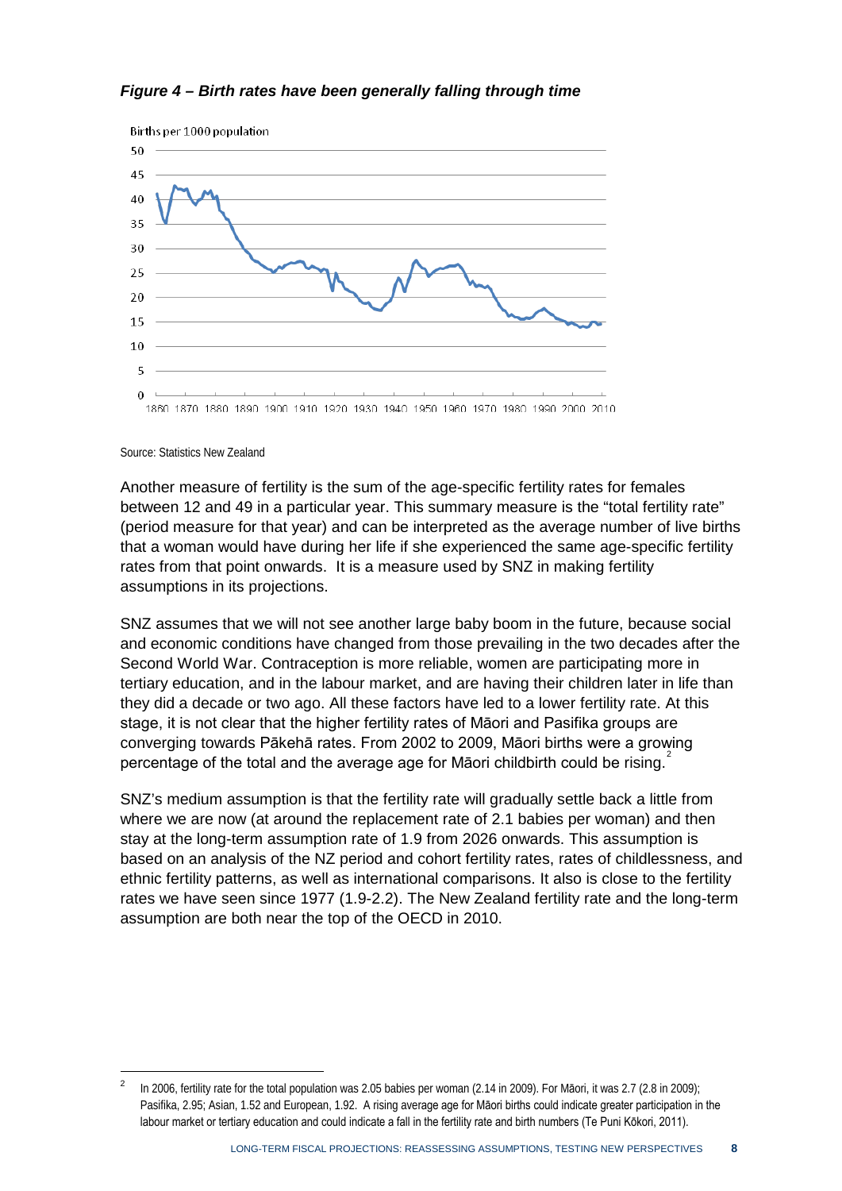***Figure 4 – Birth rates have been generally falling through time***

Source: Statistics New Zealand

Another measure of fertility is the sum of the age-specific fertility rates for females between 12 and 49 in a particular year. This summary measure is the “total fertility rate” (period measure for that year) and can be interpreted as the average number of live births that a woman would have during her life if she experienced the same age-specific fertility rates from that point onwards. It is a measure used by SNZ in making fertility assumptions in its projections.

SNZ assumes that we will not see another large baby boom in the future, because social and economic conditions have changed from those prevailing in the two decades after the Second World War. Contraception is more reliable, women are participating more in tertiary education, and in the labour market, and are having their children later in life than they did a decade or two ago. All these factors have led to a lower fertility rate. At this stage, it is not clear that the higher fertility rates of Māori and Pasifika groups are converging towards Pākehā rates. From 2002 to 2009, Māori births were a growing percentage of the total and the average age for Māori childbirth could be rising.[2]

SNZ’s medium assumption is that the fertility rate will gradually settle back a little from where we are now (at around the replacement rate of 2.1 babies per woman) and then stay at the long-term assumption rate of 1.9 from 2026 onwards. This assumption is based on an analysis of the NZ period and cohort fertility rates, rates of childlessness, and ethnic fertility patterns, as well as international comparisons. It also is close to the fertility rates we have seen since 1977 (1.9-2.2). The New Zealand fertility rate and the long-term assumption are both near the top of the OECD in 2010.

---

[2] In 2006, fertility rate for the total population was 2.05 babies per woman (2.14 in 2009). For Māori, it was 2.7 (2.8 in 2009); Pasifika, 2.95; Asian, 1.52 and European, 1.92. A rising average age for Māori births could indicate greater participation in the labour market or tertiary education and could indicate a fall in the fertility rate and birth numbers (Te Puni Kōkori, 2011).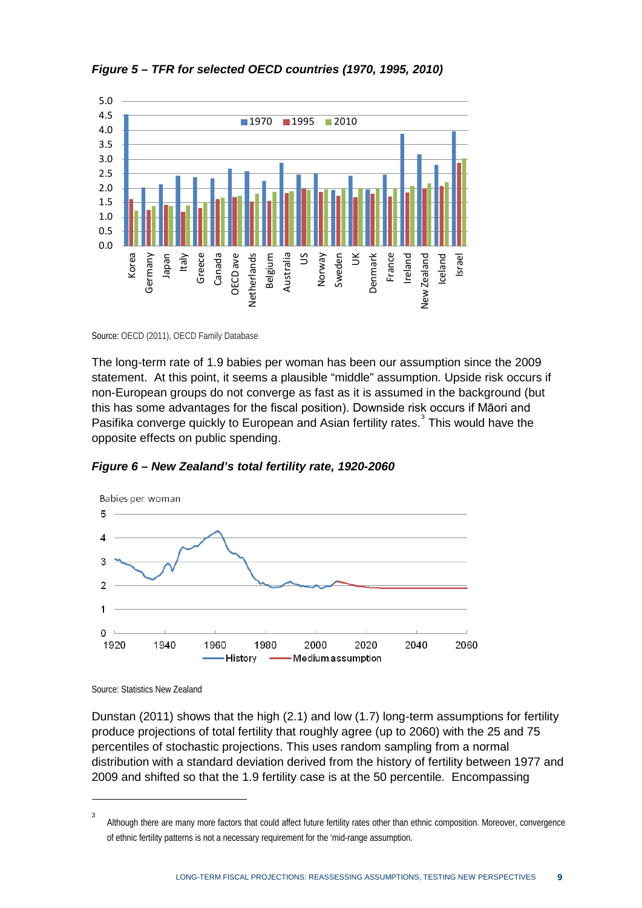***Figure 5 – TFR for selected OECD countries (1970, 1995, 2010)***

Source: OECD (2011), OECD Family Database

The long-term rate of 1.9 babies per woman has been our assumption since the 2009 statement. At this point, it seems a plausible "middle" assumption. Upside risk occurs if non-European groups do not converge as fast as it is assumed in the background (but this has some advantages for the fiscal position). Downside risk occurs if Māori and Pasifika converge quickly to European and Asian fertility rates.[3] This would have the opposite effects on public spending.

***Figure 6 – New Zealand's total fertility rate, 1920-2060***

Source: Statistics New Zealand

Dunstan (2011) shows that the high (2.1) and low (1.7) long-term assumptions for fertility produce projections of total fertility that roughly agree (up to 2060) with the 25 and 75 percentiles of stochastic projections. This uses random sampling from a normal distribution with a standard deviation derived from the history of fertility between 1977 and 2009 and shifted so that the 1.9 fertility case is at the 50 percentile. Encompassing

---

[3] Although there are many more factors that could affect future fertility rates other than ethnic composition. Moreover, convergence of ethnic fertility patterns is not a necessary requirement for the 'mid-range assumption.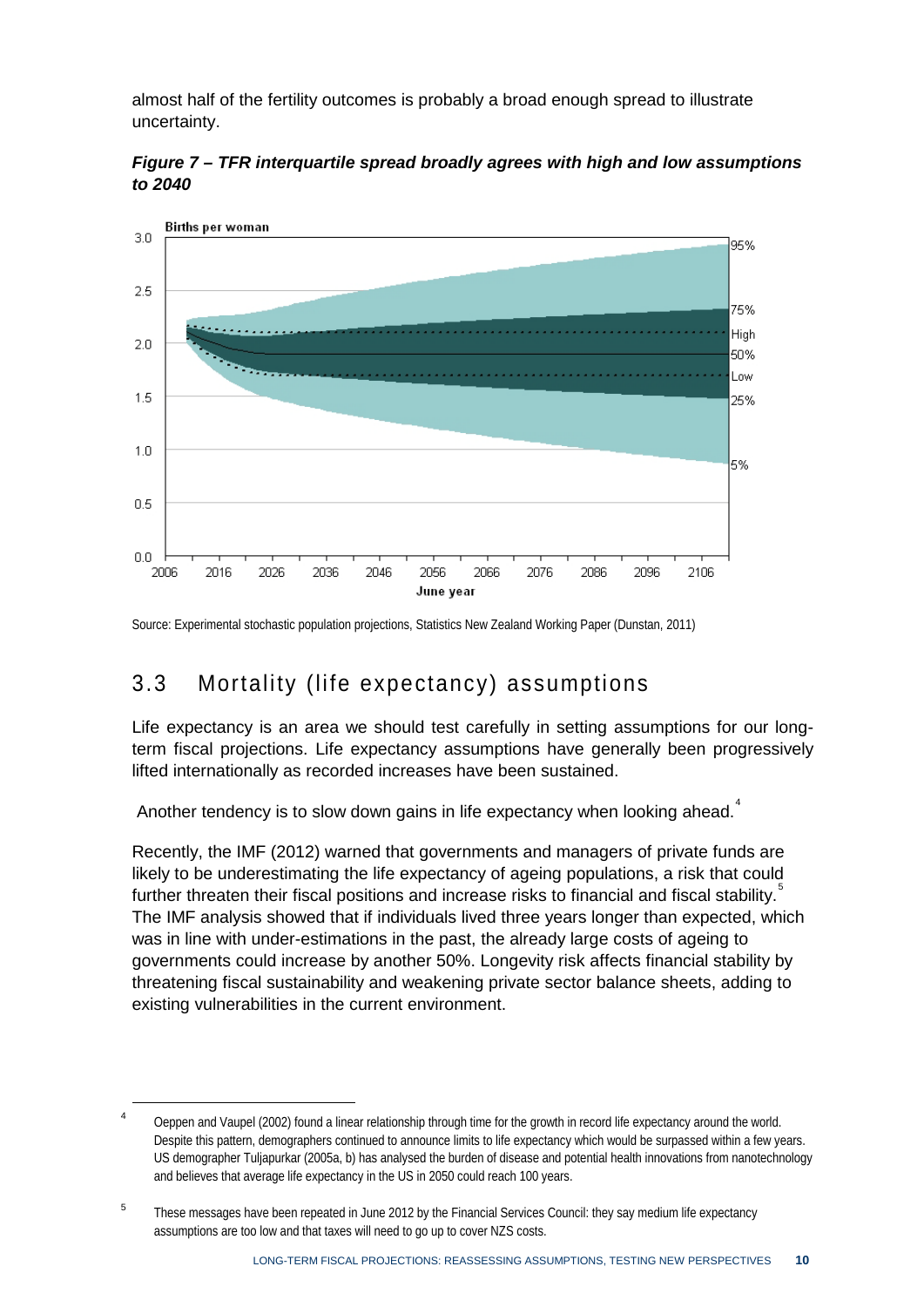almost half of the fertility outcomes is probably a broad enough spread to illustrate uncertainty.

***Figure 7 – TFR interquartile spread broadly agrees with high and low assumptions to 2040***

Source: Experimental stochastic population projections, Statistics New Zealand Working Paper (Dunstan, 2011)

## 3.3 Mortality (life expectancy) assumptions

Life expectancy is an area we should test carefully in setting assumptions for our long-term fiscal projections. Life expectancy assumptions have generally been progressively lifted internationally as recorded increases have been sustained.

Another tendency is to slow down gains in life expectancy when looking ahead.[4]

Recently, the IMF (2012) warned that governments and managers of private funds are likely to be underestimating the life expectancy of ageing populations, a risk that could further threaten their fiscal positions and increase risks to financial and fiscal stability.[5] The IMF analysis showed that if individuals lived three years longer than expected, which was in line with under-estimations in the past, the already large costs of ageing to governments could increase by another 50%. Longevity risk affects financial stability by threatening fiscal sustainability and weakening private sector balance sheets, adding to existing vulnerabilities in the current environment.

---

[4] Oeppen and Vaupel (2002) found a linear relationship through time for the growth in record life expectancy around the world. Despite this pattern, demographers continued to announce limits to life expectancy which would be surpassed within a few years. US demographer Tuljapurkar (2005a, b) has analysed the burden of disease and potential health innovations from nanotechnology and believes that average life expectancy in the US in 2050 could reach 100 years.

[5] These messages have been repeated in June 2012 by the Financial Services Council: they say medium life expectancy assumptions are too low and that taxes will need to go up to cover NZS costs.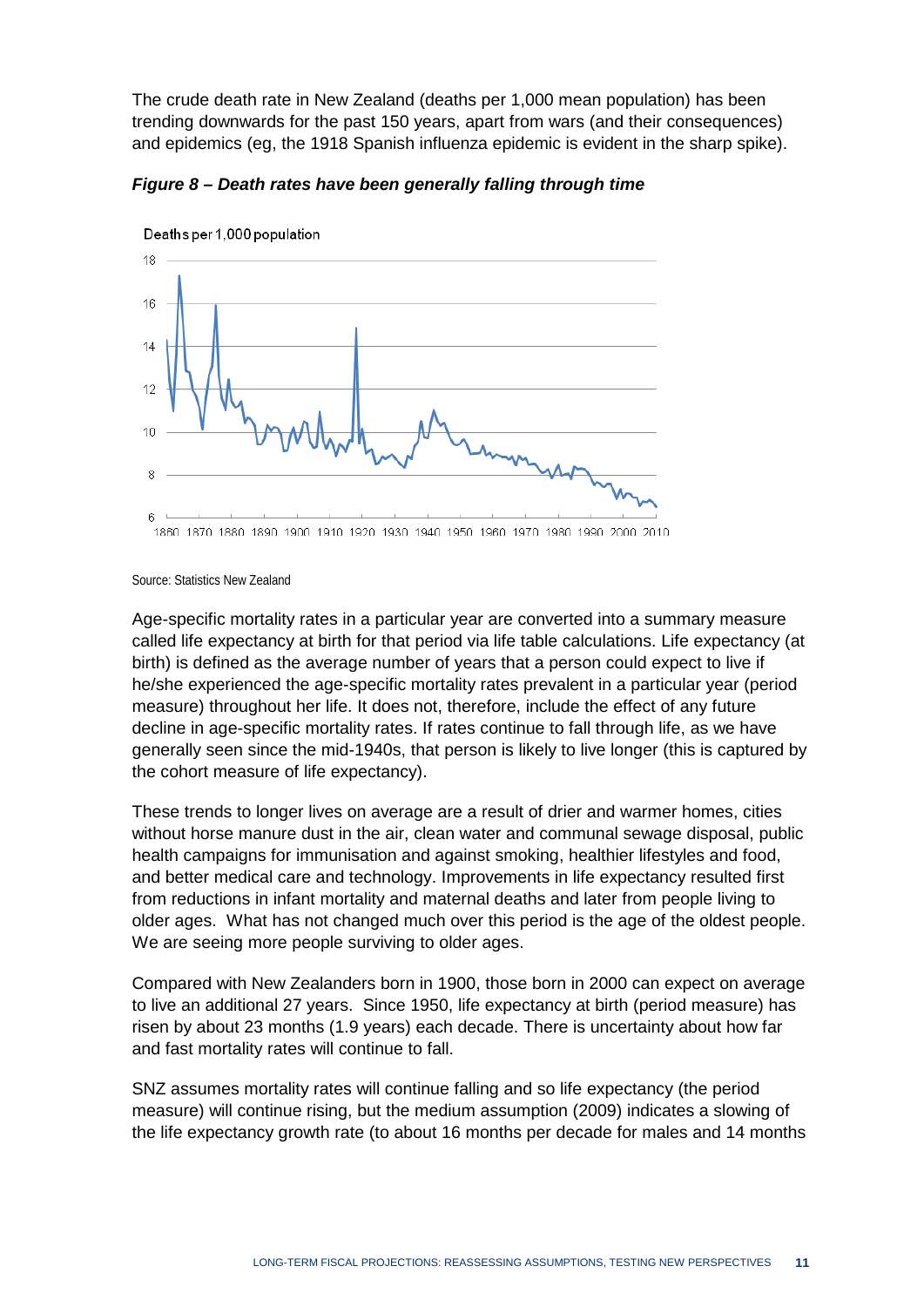The crude death rate in New Zealand (deaths per 1,000 mean population) has been trending downwards for the past 150 years, apart from wars (and their consequences) and epidemics (eg, the 1918 Spanish influenza epidemic is evident in the sharp spike).

***Figure 8 – Death rates have generally falling through time***

Source: Statistics New Zealand

Age-specific mortality rates in a particular year are converted into a summary measure called life expectancy at birth for that period via life table calculations. Life expectancy (at birth) is defined as the average number of years that a person could expect to live if he/she experienced the age-specific mortality rates prevalent in a particular year (period measure) throughout her life. It does not, therefore, include the effect of any future decline in age-specific mortality rates. If rates continue to fall through life, as we have generally seen since the mid-1940s, that person is likely to live longer (this is captured by the cohort measure of life expectancy).

These trends to longer lives on average are a result of drier and warmer homes, cities without horse manure dust in the air, clean water and communal sewage disposal, public health campaigns for immunisation and against smoking, healthier lifestyles and food, and better medical care and technology. Improvements in life expectancy resulted first from reductions in infant mortality and maternal deaths and later from people living to older ages. What has not changed much over this period is the age of the oldest people. We are seeing more people surviving to older ages.

Compared with New Zealanders born in 1900, those born in 2000 can expect on average to live an additional 27 years. Since 1950, life expectancy at birth (period measure) has risen by about 23 months (1.9 years) each decade. There is uncertainty about how far and fast mortality rates will continue to fall.

SNZ assumes mortality rates will continue falling and so life expectancy (the period measure) will continue rising, but the medium assumption (2009) indicates a slowing of the life expectancy growth rate (to about 16 months per decade for males and 14 months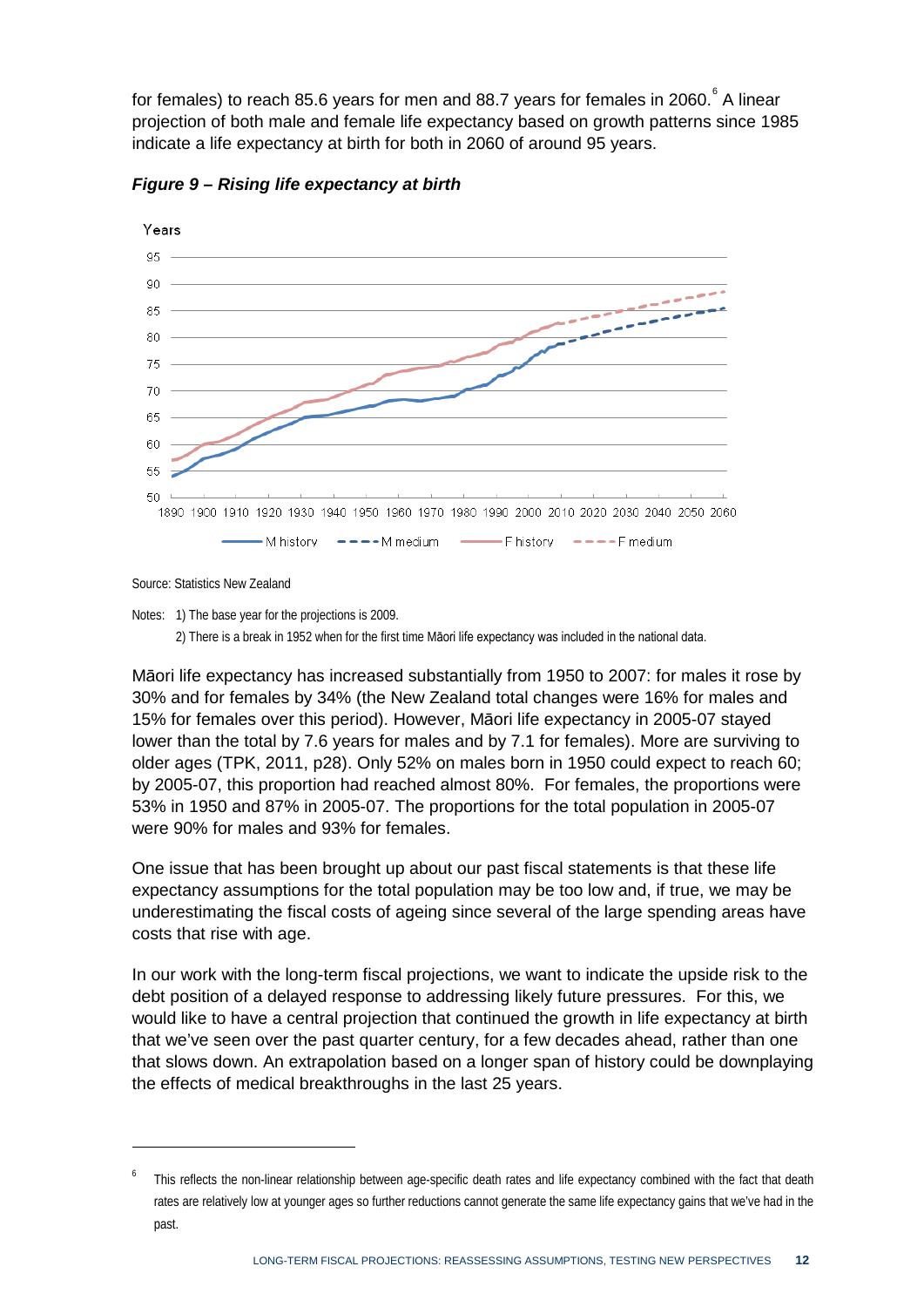for females) to reach 85.6 years for men and 88.7 years for females in 2060.[6] A linear projection of both male and female life expectancy based on growth patterns since 1985 indicate a life expectancy at birth for both in 2060 of around 95 years.

***Figure 9 – Rising life expectancy at birth***

Source: Statistics New Zealand

Notes: 1) The base year for the projections is 2009.

2) There is a break in 1952 when for the first time Māori life expectancy was included in the national data.

Māori life expectancy has increased substantially from 1950 to 2007: for males it rose by 30% and for females by 34% (the New Zealand total changes were 16% for males and 15% for females over this period). However, Māori life expectancy in 2005-07 stayed lower than the total by 7.6 years for males and by 7.1 for females). More are surviving to older ages (TPK, 2011, p28). Only 52% on males born in 1950 could expect to reach 60; by 2005-07, this proportion had reached almost 80%. For females, the proportions were 53% in 1950 and 87% in 2005-07. The proportions for the total population in 2005-07 were 90% for males and 93% for females.

One issue that has been brought up about our past fiscal statements is that these life expectancy assumptions for the total population may be too low and, if true, we may be underestimating the fiscal costs of ageing since several of the large spending areas have costs that rise with age.

In our work with the long-term fiscal projections, we want to indicate the upside risk to the debt position of a delayed response to addressing likely future pressures. For this, we would like to have a central projection that continued the growth in life expectancy at birth that we've seen over the past quarter century, for a few decades ahead, rather than one that slows down. An extrapolation based on a longer span of history could be downplaying the effects of medical breakthroughs in the last 25 years.

[6] This reflects the non-linear relationship between age-specific death rates and life expectancy combined with the fact that death rates are relatively low at younger ages so further reductions cannot generate the same life expectancy gains that we've had in the past.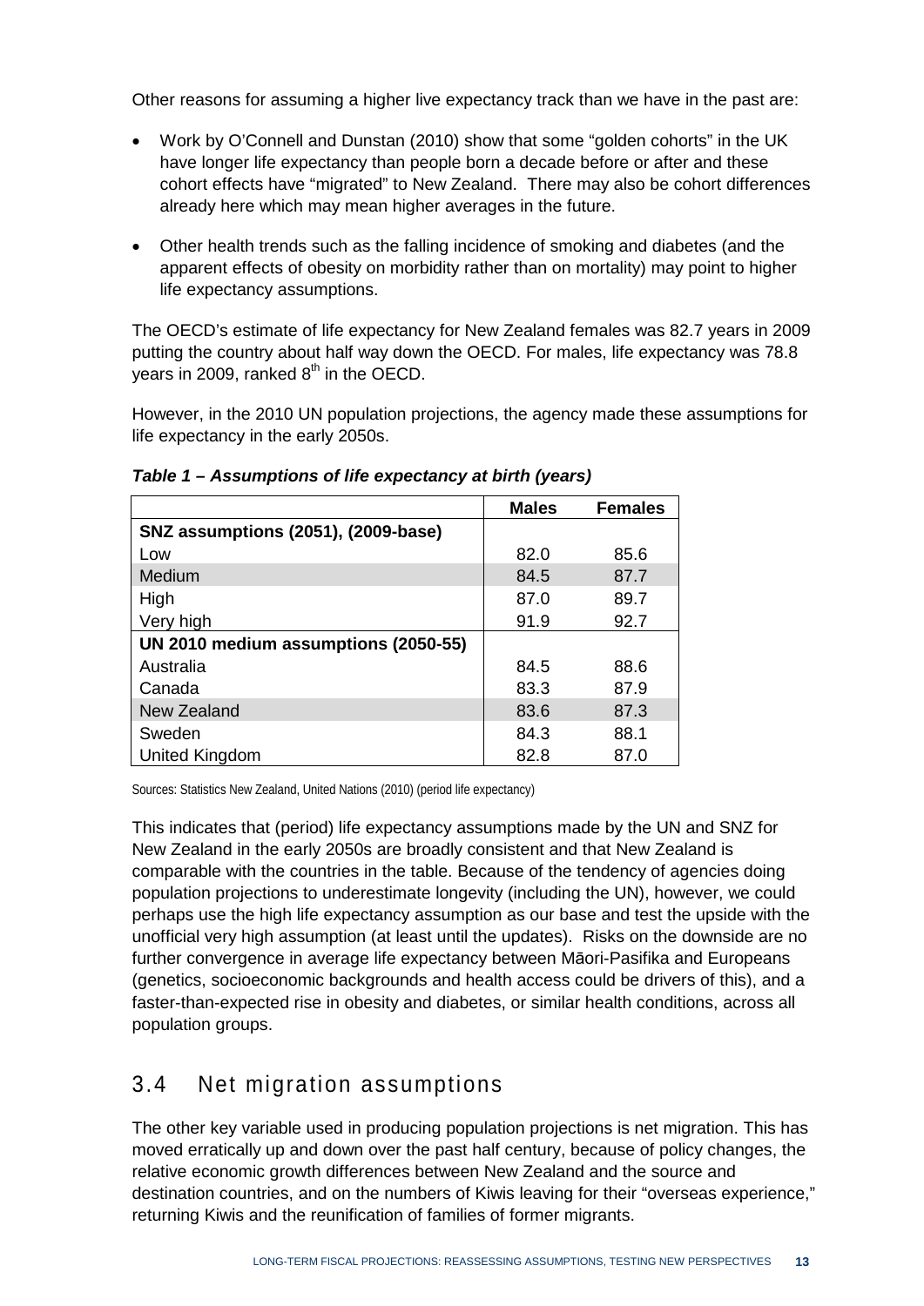Other reasons for assuming a higher live expectancy track than we have in the past are:

- Work by O'Connell and Dunstan (2010) show that some "golden cohorts" in the UK have longer life expectancy than people born a decade before or after and these cohort effects have "migrated" to New Zealand. There may also be cohort differences already here which may mean higher averages in the future.
- Other health trends such as the falling incidence of smoking and diabetes (and the apparent effects of obesity on morbidity rather than on mortality) may point to higher life expectancy assumptions.

The OECD's estimate of life expectancy for New Zealand females was 82.7 years in 2009 putting the country about half way down the OECD. For males, life expectancy was 78.8 years in 2009, ranked 8th in the OECD.

However, in the 2010 UN population projections, the agency made these assumptions for life expectancy in the early 2050s.

***Table 1 – Assumptions of life expectancy at birth (years)***

| | Males | Females |
|---|---|---|
| **SNZ assumptions (2051), (2009-base)** | | |
| Low | 82.0 | 85.6 |
| Medium | 84.5 | 87.7 |
| High | 87.0 | 89.7 |
| Very high | 91.9 | 92.7 |
| **UN 2010 medium assumptions (2050-55)** | | |
| Australia | 84.5 | 88.6 |
| Canada | 83.3 | 87.9 |
| New Zealand | 83.6 | 87.3 |
| Sweden | 84.3 | 88.1 |
| United Kingdom | 82.8 | 87.0 |

Sources: Statistics New Zealand, United Nations (2010) (period life expectancy)

This indicates that (period) life expectancy assumptions made by the UN and SNZ for New Zealand in the early 2050s are broadly consistent and that New Zealand is comparable with the countries in the table. Because of the tendency of agencies doing population projections to underestimate longevity (including the UN), however, we could perhaps use the high life expectancy assumption as our base and test the upside with the unofficial very high assumption (at least until the updates). Risks on the downside are no further convergence in average life expectancy between Māori-Pasifika and Europeans (genetics, socioeconomic backgrounds and health access could be drivers of this), and a faster-than-expected rise in obesity and diabetes, or similar health conditions, across all population groups.

## 3.4 Net migration assumptions

The other key variable used in producing population projections is net migration. This has moved erratically up and down over the past half century, because of policy changes, the relative economic growth differences between New Zealand and the source and destination countries, and on the numbers of Kiwis leaving for their "overseas experience," returning Kiwis and the reunification of families of former migrants.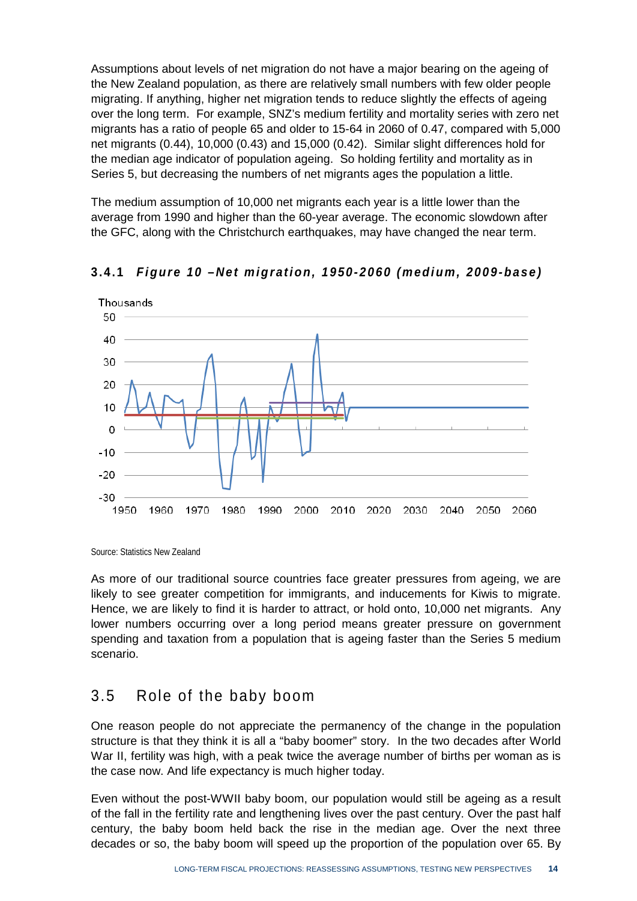Assumptions about levels of net migration do not have a major bearing on the ageing of the New Zealand population, as there are relatively small numbers with few older people migrating. If anything, higher net migration tends to reduce slightly the effects of ageing over the long term. For example, SNZ's medium fertility and mortality series with zero net migrants has a ratio of people 65 and older to 15-64 in 2060 of 0.47, compared with 5,000 net migrants (0.44), 10,000 (0.43) and 15,000 (0.42). Similar slight differences hold for the median age indicator of population ageing. So holding fertility and mortality as in Series 5, but decreasing the numbers of net migrants ages the population a little.

The medium assumption of 10,000 net migrants each year is a little lower than the average from 1990 and higher than the 60-year average. The economic slowdown after the GFC, along with the Christchurch earthquakes, may have changed the near term.

### 3.4.1 *Figure 10 –Net migration, 1950-2060 (medium, 2009-base)*

Source: Statistics New Zealand

As more of our traditional source countries face greater pressures from ageing, we are likely to see greater competition for immigrants, and inducements for Kiwis to migrate. Hence, we are likely to find it is harder to attract, or hold onto, 10,000 net migrants. Any lower numbers occurring over a long period means greater pressure on government spending and taxation from a population that is ageing faster than the Series 5 medium scenario.

## 3.5 Role of the baby boom

One reason people do not appreciate the permanency of the change in the population structure is that they think it is all a "baby boomer" story. In the two decades after World War II, fertility was high, with a peak twice the average number of births per woman as is the case now. And life expectancy is much higher today.

Even without the post-WWII baby boom, our population would still be ageing as a result of the fall in the fertility rate and lengthening lives over the past century. Over the past half century, the baby boom held back the rise in the median age. Over the next three decades or so, the baby boom will speed up the proportion of the population over 65. By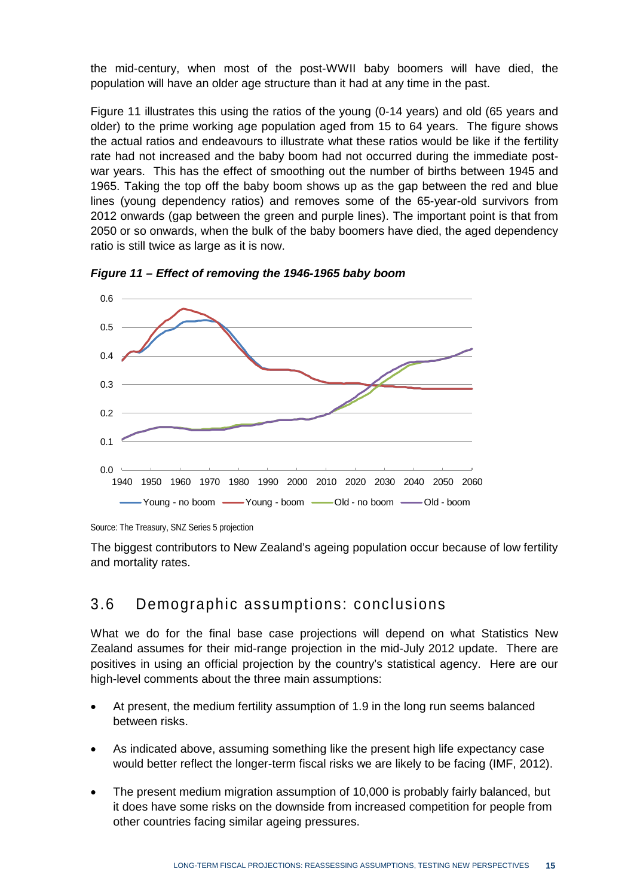the mid-century, when most of the post-WWII baby boomers will have died, the population will have an older age structure than it had at any time in the past.

Figure 11 illustrates this using the ratios of the young (0-14 years) and old (65 years and older) to the prime working age population aged from 15 to 64 years. The figure shows the actual ratios and endeavours to illustrate what these ratios would be like if the fertility rate had not increased and the baby boom had not occurred during the immediate post-war years. This has the effect of smoothing out the number of births between 1945 and 1965. Taking the top off the baby boom shows up as the gap between the red and blue lines (young dependency ratios) and removes some of the 65-year-old survivors from 2012 onwards (gap between the green and purple lines). The important point is that from 2050 or so onwards, when the bulk of the baby boomers have died, the aged dependency ratio is still twice as large as it is now.

***Figure 11 – Effect of removing the 1946-1965 baby boom***

Source: The Treasury, SNZ Series 5 projection

The biggest contributors to New Zealand's ageing population occur because of low fertility and mortality rates.

## 3.6 Demographic assumptions: conclusions

What we do for the final base case projections will depend on what Statistics New Zealand assumes for their mid-range projection in the mid-July 2012 update. There are positives in using an official projection by the country's statistical agency. Here are our high-level comments about the three main assumptions:

- At present, the medium fertility assumption of 1.9 in the long run seems balanced between risks.
- As indicated above, assuming something like the present high life expectancy case would better reflect the longer-term fiscal risks we are likely to be facing (IMF, 2012).
- The present medium migration assumption of 10,000 is probably fairly balanced, but it does have some risks on the downside from increased competition for people from other countries facing similar ageing pressures.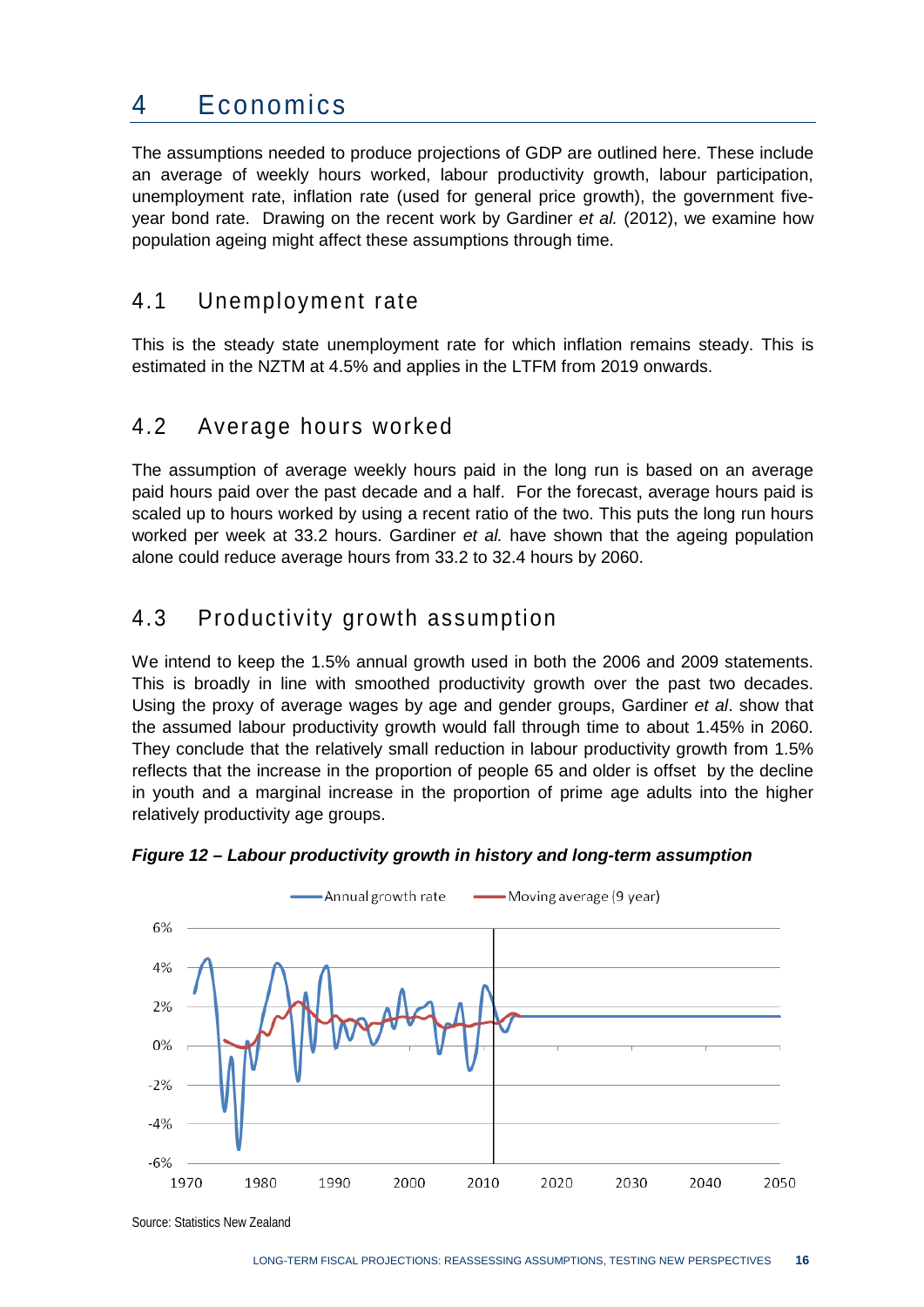# 4 Economics

The assumptions needed to produce projections of GDP are outlined here. These include an average of weekly hours worked, labour productivity growth, labour participation, unemployment rate, inflation rate (used for general price growth), the government five-year bond rate. Drawing on the recent work by Gardiner *et al.* (2012), we examine how population ageing might affect these assumptions through time.

## 4.1 Unemployment rate

This is the steady state unemployment rate for which inflation remains steady. This is estimated in the NZTM at 4.5% and applies in the LTFM from 2019 onwards.

## 4.2 Average hours worked

The assumption of average weekly hours paid in the long run is based on an average paid hours paid over the past decade and a half. For the forecast, average hours paid is scaled up to hours worked by using a recent ratio of the two. This puts the long run hours worked per week at 33.2 hours. Gardiner *et al.* have shown that the ageing population alone could reduce average hours from 33.2 to 32.4 hours by 2060.

## 4.3 Productivity growth assumption

We intend to keep the 1.5% annual growth used in both the 2006 and 2009 statements. This is broadly in line with smoothed productivity growth over the past two decades. Using the proxy of average wages by age and gender groups, Gardiner *et al*. show that the assumed labour productivity growth would fall through time to about 1.45% in 2060. They conclude that the relatively small reduction in labour productivity growth from 1.5% reflects that the increase in the proportion of people 65 and older is offset by the decline in youth and a marginal increase in the proportion of prime age adults into the higher relatively productivity age groups.

***Figure 12 – Labour productivity growth in history and long-term assumption***

Source: Statistics New Zealand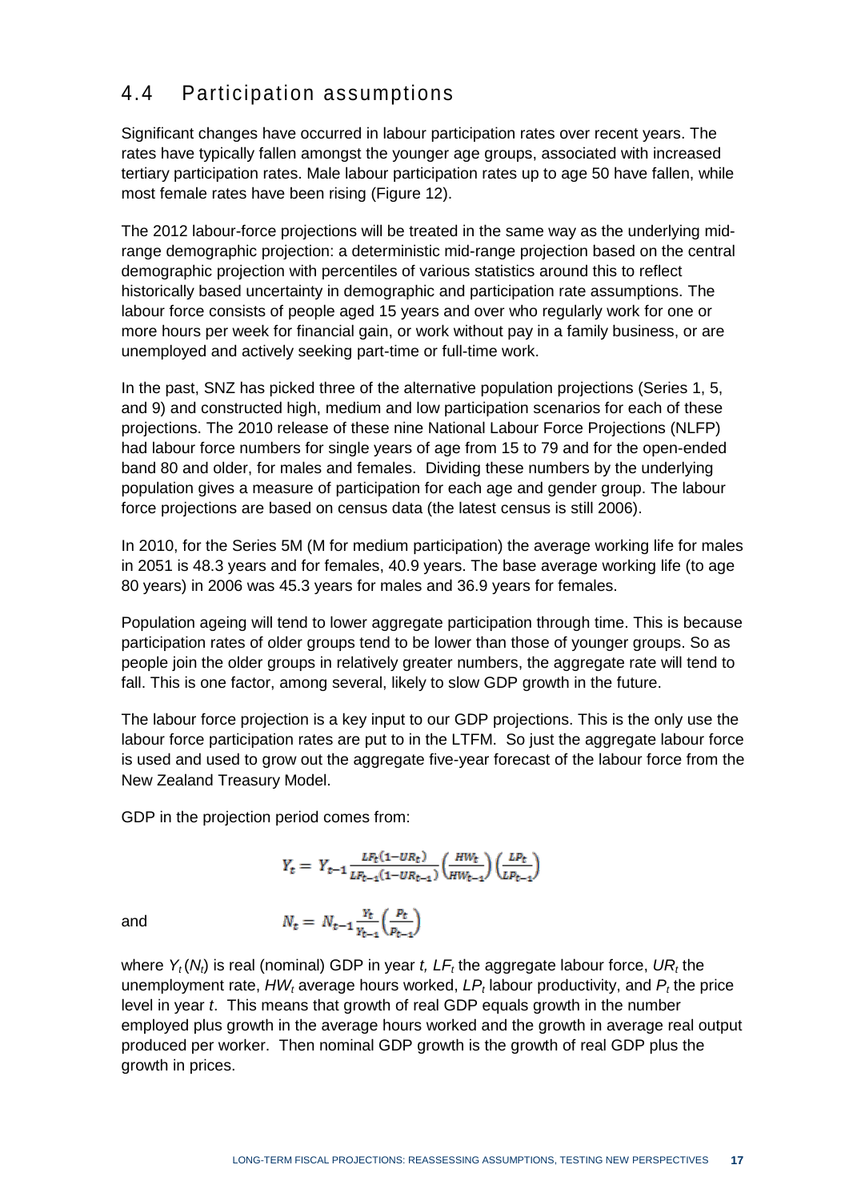## 4.4 Participation assumptions

Significant changes have occurred in labour participation rates over recent years. The rates have typically fallen amongst the younger age groups, associated with increased tertiary participation rates. Male labour participation rates up to age 50 have fallen, while most female rates have been rising (Figure 12).

The 2012 labour-force projections will be treated in the same way as the underlying mid-range demographic projection: a deterministic mid-range projection based on the central demographic projection with percentiles of various statistics around this to reflect historically based uncertainty in demographic and participation rate assumptions. The labour force consists of people aged 15 years and over who regularly work for one or more hours per week for financial gain, or work without pay in a family business, or are unemployed and actively seeking part-time or full-time work.

In the past, SNZ has picked three of the alternative population projections (Series 1, 5, and 9) and constructed high, medium and low participation scenarios for each of these projections. The 2010 release of these nine National Labour Force Projections (NLFP) had labour force numbers for single years of age from 15 to 79 and for the open-ended band 80 and older, for males and females. Dividing these numbers by the underlying population gives a measure of participation for each age and gender group. The labour force projections are based on census data (the latest census is still 2006).

In 2010, for the Series 5M (M for medium participation) the average working life for males in 2051 is 48.3 years and for females, 40.9 years. The base average working life (to age 80 years) in 2006 was 45.3 years for males and 36.9 years for females.

Population ageing will tend to lower aggregate participation through time. This is because participation rates of older groups tend to be lower than those of younger groups. So as people join the older groups in relatively greater numbers, the aggregate rate will tend to fall. This is one factor, among several, likely to slow GDP growth in the future.

The labour force projection is a key input to our GDP projections. This is the only use the labour force participation rates are put to in the LTFM. So just the aggregate labour force is used and used to grow out the aggregate five-year forecast of the labour force from the New Zealand Treasury Model.

GDP in the projection period comes from:

$$Y_t = Y_{t-1}\frac{LF_t(1-UR_t)}{LF_{t-1}(1-UR_{t-1})}\left(\frac{HW_t}{HW_{t-1}}\right)\left(\frac{LP_t}{LP_{t-1}}\right)$$

and

$$N_t = N_{t-1}\frac{Y_t}{Y_{t-1}}\left(\frac{P_t}{P_{t-1}}\right)$$

where $Y_t$ ($N_t$) is real (nominal) GDP in year *t*, $LF_t$ the aggregate labour force, $UR_t$ the unemployment rate, $HW_t$ average hours worked, $LP_t$ labour productivity, and $P_t$ the price level in year *t*. This means that growth of real GDP equals growth in the number employed plus growth in the average hours worked and the growth in average real output produced per worker. Then nominal GDP growth is the growth of real GDP plus the growth in prices.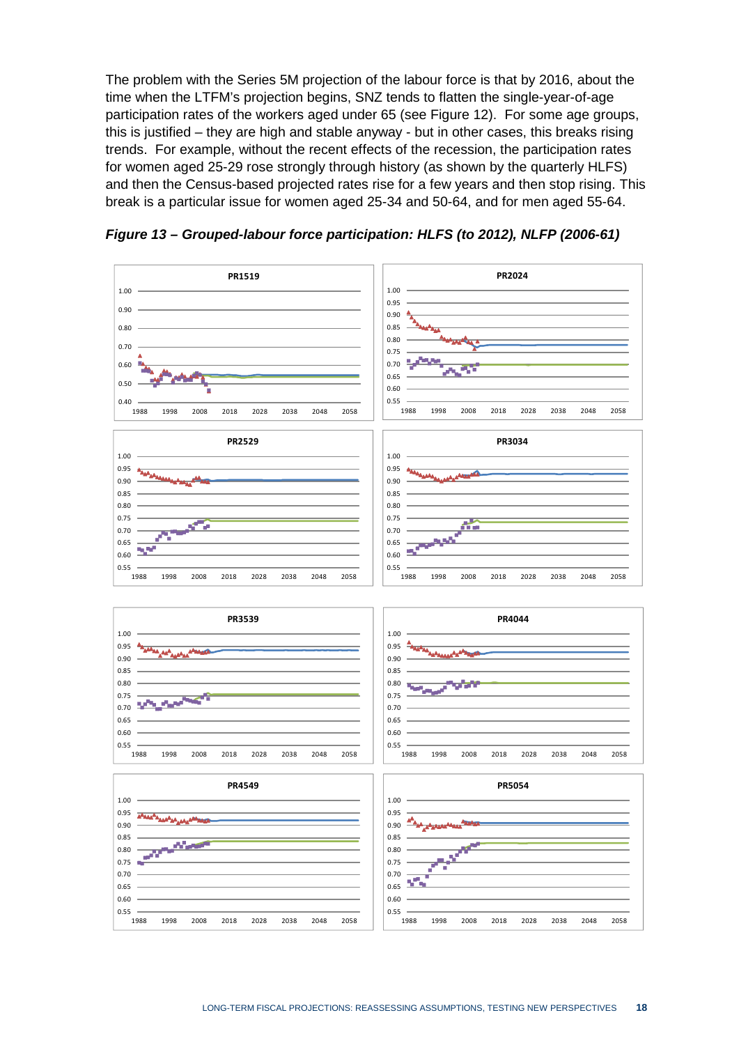The problem with the Series 5M projection of the labour force is that by 2016, about the time when the LTFM's projection begins, SNZ tends to flatten the single-year-of-age participation rates of the workers aged under 65 (see Figure 12). For some age groups, this is justified – they are high and stable anyway - but in other cases, this breaks rising trends. For example, without the recent effects of the recession, the participation rates for women aged 25-29 rose strongly through history (as shown by the quarterly HLFS) and then the Census-based projected rates rise for a few years and then stop rising. This break is a particular issue for women aged 25-34 and 50-64, and for men aged 55-64.

***Figure 13 – Grouped-labour force participation: HLFS (to 2012), NLFP (2006-61)***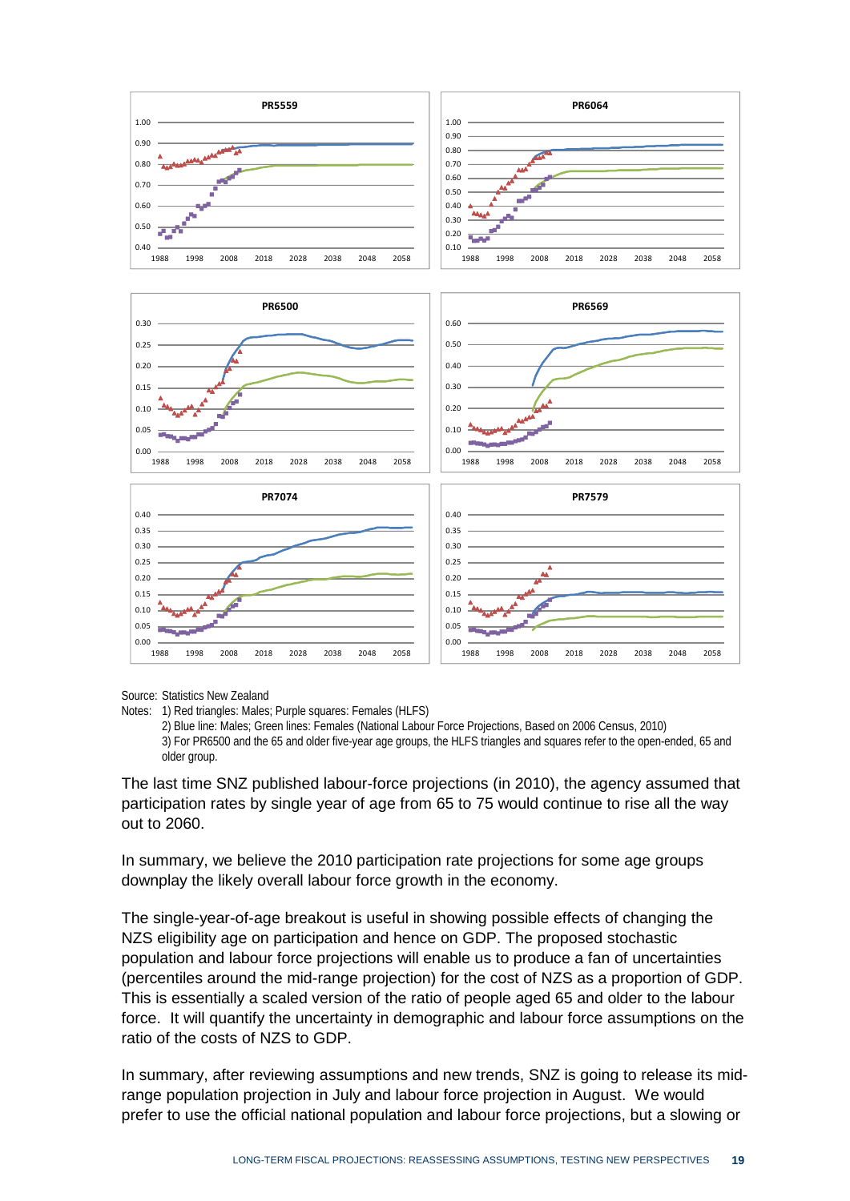Source: Statistics New Zealand

Notes: 1) Red triangles: Males; Purple squares: Females (HLFS)

2) Blue line: Males; Green lines: Females (National Labour Force Projections, Based on 2006 Census, 2010)

3) For PR6500 and the 65 and older five-year age groups, the HLFS triangles and squares refer to the open-ended, 65 and older group.

The last time SNZ published labour-force projections (in 2010), the agency assumed that participation rates by single year of age from 65 to 75 would continue to rise all the way out to 2060.

In summary, we believe the 2010 participation rate projections for some age groups downplay the likely overall labour force growth in the economy.

The single-year-of-age breakout is useful in showing possible effects of changing the NZS eligibility age on participation and hence on GDP. The proposed stochastic population and labour force projections will enable us to produce a fan of uncertainties (percentiles around the mid-range projection) for the cost of NZS as a proportion of GDP. This is essentially a scaled version of the ratio of people aged 65 and older to the labour force. It will quantify the uncertainty in demographic and labour force assumptions on the ratio of the costs of NZS to GDP.

In summary, after reviewing assumptions and new trends, SNZ is going to release its mid-range population projection in July and labour force projection in August. We would prefer to use the official national population and labour force projections, but a slowing or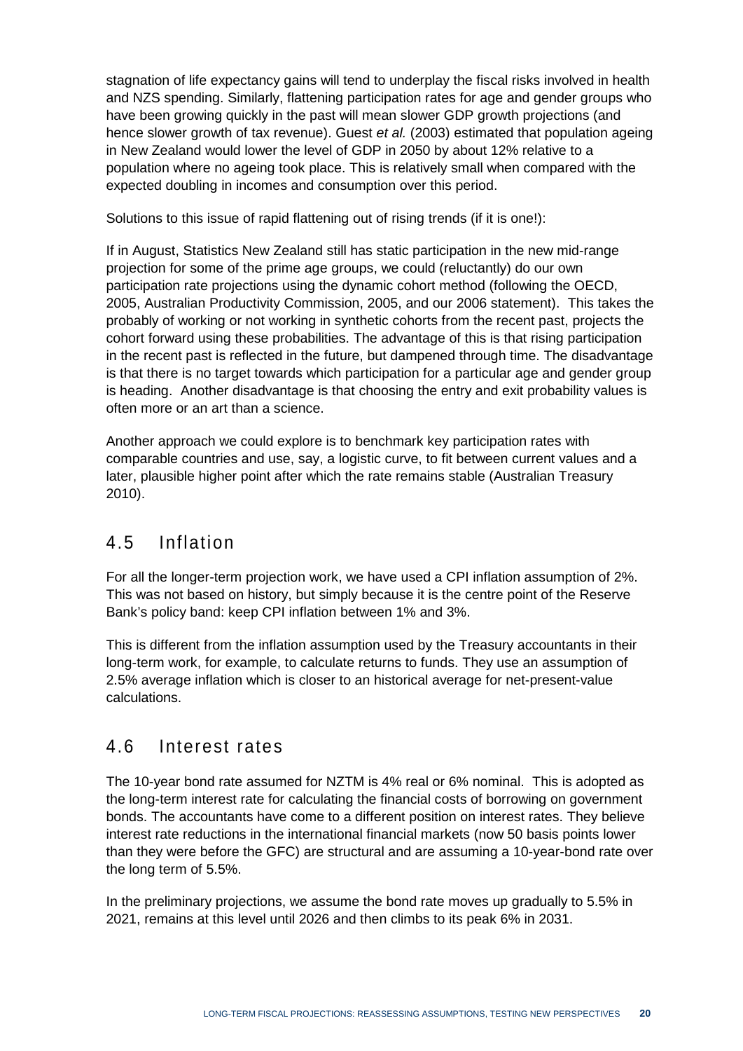stagnation of life expectancy gains will tend to underplay the fiscal risks involved in health and NZS spending. Similarly, flattening participation rates for age and gender groups who have been growing quickly in the past will mean slower GDP growth projections (and hence slower growth of tax revenue). Guest *et al.* (2003) estimated that population ageing in New Zealand would lower the level of GDP in 2050 by about 12% relative to a population where no ageing took place. This is relatively small when compared with the expected doubling in incomes and consumption over this period.

Solutions to this issue of rapid flattening out of rising trends (if it is one!):

If in August, Statistics New Zealand still has static participation in the new mid-range projection for some of the prime age groups, we could (reluctantly) do our own participation rate projections using the dynamic cohort method (following the OECD, 2005, Australian Productivity Commission, 2005, and our 2006 statement). This takes the probably of working or not working in synthetic cohorts from the recent past, projects the cohort forward using these probabilities. The advantage of this is that rising participation in the recent past is reflected in the future, but dampened through time. The disadvantage is that there is no target towards which participation for a particular age and gender group is heading. Another disadvantage is that choosing the entry and exit probability values is often more or an art than a science.

Another approach we could explore is to benchmark key participation rates with comparable countries and use, say, a logistic curve, to fit between current values and a later, plausible higher point after which the rate remains stable (Australian Treasury 2010).

## 4.5 Inflation

For all the longer-term projection work, we have used a CPI inflation assumption of 2%. This was not based on history, but simply because it is the centre point of the Reserve Bank's policy band: keep CPI inflation between 1% and 3%.

This is different from the inflation assumption used by the Treasury accountants in their long-term work, for example, to calculate returns to funds. They use an assumption of 2.5% average inflation which is closer to an historical average for net-present-value calculations.

## 4.6 Interest rates

The 10-year bond rate assumed for NZTM is 4% real or 6% nominal. This is adopted as the long-term interest rate for calculating the financial costs of borrowing on government bonds. The accountants have come to a different position on interest rates. They believe interest rate reductions in the international financial markets (now 50 basis points lower than they were before the GFC) are structural and are assuming a 10-year-bond rate over the long term of 5.5%.

In the preliminary projections, we assume the bond rate moves up gradually to 5.5% in 2021, remains at this level until 2026 and then climbs to its peak 6% in 2031.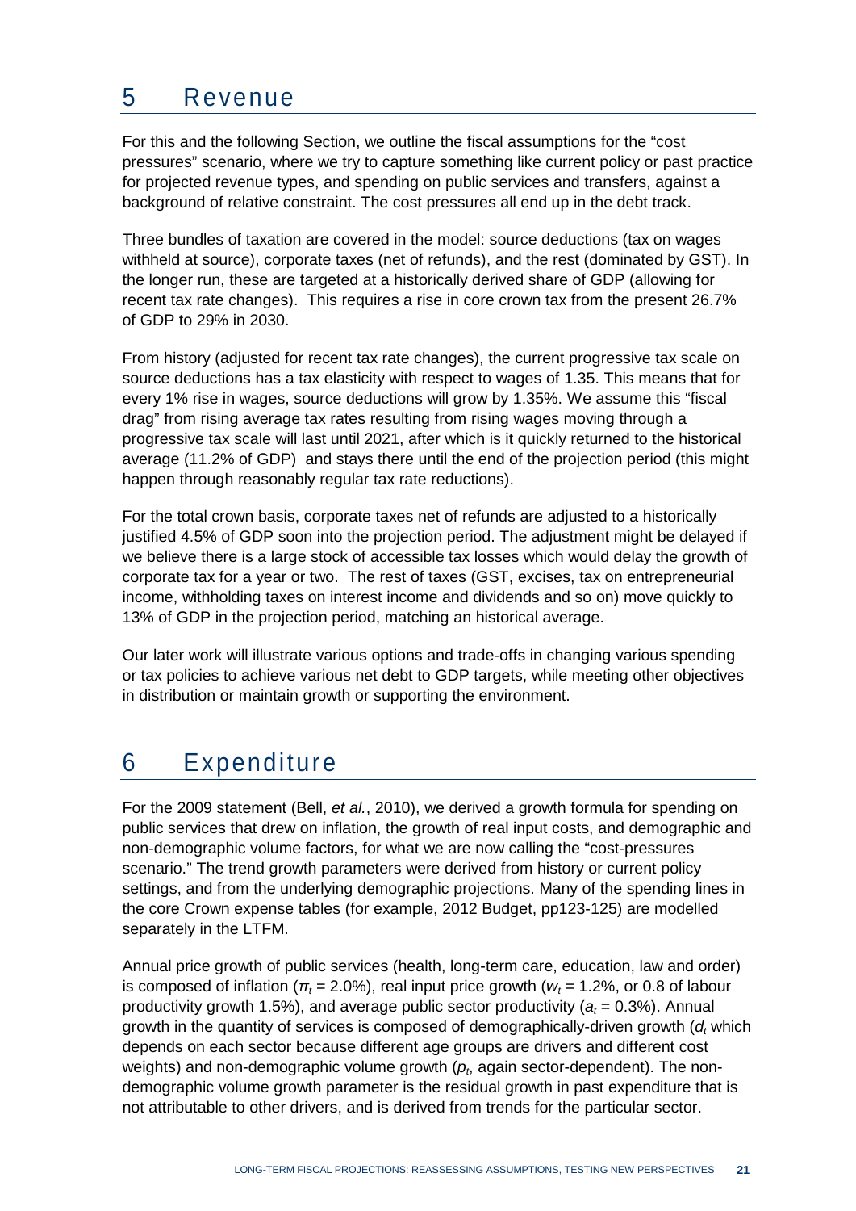# 5 Revenue

For this and the following Section, we outline the fiscal assumptions for the "cost pressures" scenario, where we try to capture something like current policy or past practice for projected revenue types, and spending on public services and transfers, against a background of relative constraint. The cost pressures all end up in the debt track.

Three bundles of taxation are covered in the model: source deductions (tax on wages withheld at source), corporate taxes (net of refunds), and the rest (dominated by GST). In the longer run, these are targeted at a historically derived share of GDP (allowing for recent tax rate changes). This requires a rise in core crown tax from the present 26.7% of GDP to 29% in 2030.

From history (adjusted for recent tax rate changes), the current progressive tax scale on source deductions has a tax elasticity with respect to wages of 1.35. This means that for every 1% rise in wages, source deductions will grow by 1.35%. We assume this "fiscal drag" from rising average tax rates resulting from rising wages moving through a progressive tax scale will last until 2021, after which is it quickly returned to the historical average (11.2% of GDP) and stays there until the end of the projection period (this might happen through reasonably regular tax rate reductions).

For the total crown basis, corporate taxes net of refunds are adjusted to a historically justified 4.5% of GDP soon into the projection period. The adjustment might be delayed if we believe there is a large stock of accessible tax losses which would delay the growth of corporate tax for a year or two. The rest of taxes (GST, excises, tax on entrepreneurial income, withholding taxes on interest income and dividends and so on) move quickly to 13% of GDP in the projection period, matching an historical average.

Our later work will illustrate various options and trade-offs in changing various spending or tax policies to achieve various net debt to GDP targets, while meeting other objectives in distribution or maintain growth or supporting the environment.

# 6 Expenditure

For the 2009 statement (Bell, *et al.*, 2010), we derived a growth formula for spending on public services that drew on inflation, the growth of real input costs, and demographic and non-demographic volume factors, for what we are now calling the "cost-pressures scenario." The trend growth parameters were derived from history or current policy settings, and from the underlying demographic projections. Many of the spending lines in the core Crown expense tables (for example, 2012 Budget, pp123-125) are modelled separately in the LTFM.

Annual price growth of public services (health, long-term care, education, law and order) is composed of inflation ($\pi_t$ = 2.0%), real input price growth ($w_t$ = 1.2%, or 0.8 of labour productivity growth 1.5%), and average public sector productivity ($a_t$ = 0.3%). Annual growth in the quantity of services is composed of demographically-driven growth ($d_t$ which depends on each sector because different age groups are drivers and different cost weights) and non-demographic volume growth ($p_t$, again sector-dependent). The non-demographic volume growth parameter is the residual growth in past expenditure that is not attributable to other drivers, and is derived from trends for the particular sector.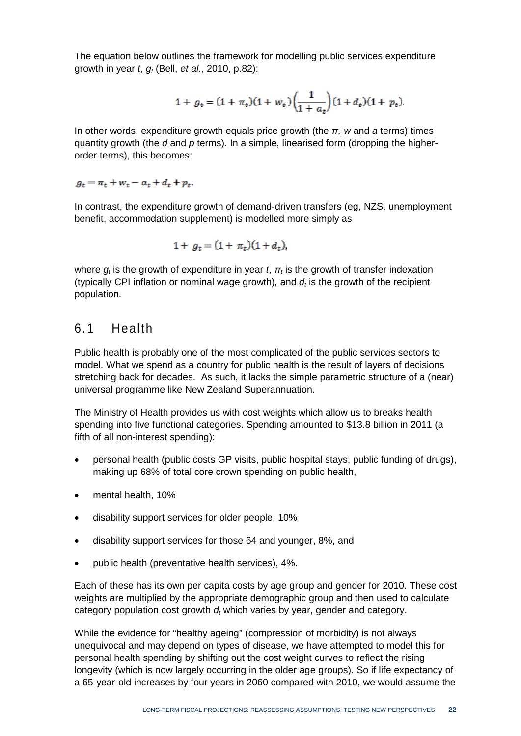The equation below outlines the framework for modelling public services expenditure growth in year $t$, $g_t$ (Bell, *et al.*, 2010, p.82):

$$1 + g_t = (1 + \pi_t)(1 + w_t)\left(\frac{1}{1 + a_t}\right)(1 + d_t)(1 + p_t).$$

In other words, expenditure growth equals price growth (the $\pi$, $w$ and $a$ terms) times quantity growth (the $d$ and $p$ terms). In a simple, linearised form (dropping the higher-order terms), this becomes:

$$g_t = \pi_t + w_t - a_t + d_t + p_t.$$

In contrast, the expenditure growth of demand-driven transfers (eg, NZS, unemployment benefit, accommodation supplement) is modelled more simply as

$$1 + g_t = (1 + \pi_t)(1 + d_t),$$

where $g_t$ is the growth of expenditure in year $t$, $\pi_t$ is the growth of transfer indexation (typically CPI inflation or nominal wage growth), and $d_t$ is the growth of the recipient population.

## 6.1 Health

Public health is probably one of the most complicated of the public services sectors to model. What we spend as a country for public health is the result of layers of decisions stretching back for decades. As such, it lacks the simple parametric structure of a (near) universal programme like New Zealand Superannuation.

The Ministry of Health provides us with cost weights which allow us to breaks health spending into five functional categories. Spending amounted to $13.8 billion in 2011 (a fifth of all non-interest spending):

- personal health (public costs GP visits, public hospital stays, public funding of drugs), making up 68% of total core crown spending on public health,
- mental health, 10%
- disability support services for older people, 10%
- disability support services for those 64 and younger, 8%, and
- public health (preventative health services), 4%.

Each of these has its own per capita costs by age group and gender for 2010. These cost weights are multiplied by the appropriate demographic group and then used to calculate category population cost growth $d_t$ which varies by year, gender and category.

While the evidence for "healthy ageing" (compression of morbidity) is not always unequivocal and may depend on types of disease, we have attempted to model this for personal health spending by shifting out the cost weight curves to reflect the rising longevity (which is now largely occurring in the older age groups). So if life expectancy of a 65-year-old increases by four years in 2060 compared with 2010, we would assume the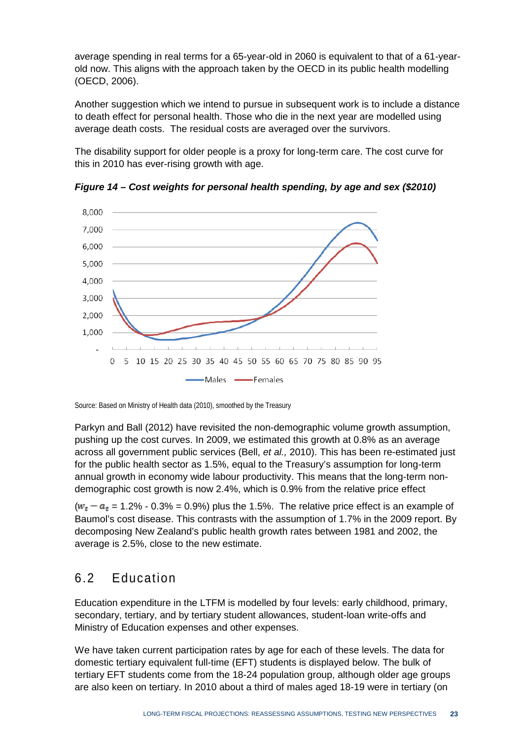average spending in real terms for a 65-year-old in 2060 is equivalent to that of a 61-year-old now. This aligns with the approach taken by the OECD in its public health modelling (OECD, 2006).

Another suggestion which we intend to pursue in subsequent work is to include a distance to death effect for personal health. Those who die in the next year are modelled using average death costs. The residual costs are averaged over the survivors.

The disability support for older people is a proxy for long-term care. The cost curve for this in 2010 has ever-rising growth with age.

***Figure 14 – Cost weights for personal health spending, by age and sex ($2010)***

Source: Based on Ministry of Health data (2010), smoothed by the Treasury

Parkyn and Ball (2012) have revisited the non-demographic volume growth assumption, pushing up the cost curves. In 2009, we estimated this growth at 0.8% as an average across all government public services (Bell, *et al.,* 2010). This has been re-estimated just for the public health sector as 1.5%, equal to the Treasury's assumption for long-term annual growth in economy wide labour productivity. This means that the long-term non-demographic cost growth is now 2.4%, which is 0.9% from the relative price effect ($w_t - a_t$ = 1.2% - 0.3% = 0.9%) plus the 1.5%. The relative price effect is an example of Baumol's cost disease. This contrasts with the assumption of 1.7% in the 2009 report. By decomposing New Zealand's public health growth rates between 1981 and 2002, the average is 2.5%, close to the new estimate.

## 6.2 Education

Education expenditure in the LTFM is modelled by four levels: early childhood, primary, secondary, tertiary, and by tertiary student allowances, student-loan write-offs and Ministry of Education expenses and other expenses.

We have taken current participation rates by age for each of these levels. The data for domestic tertiary equivalent full-time (EFT) students is displayed below. The bulk of tertiary EFT students come from the 18-24 population group, although older age groups are also keen on tertiary. In 2010 about a third of males aged 18-19 were in tertiary (on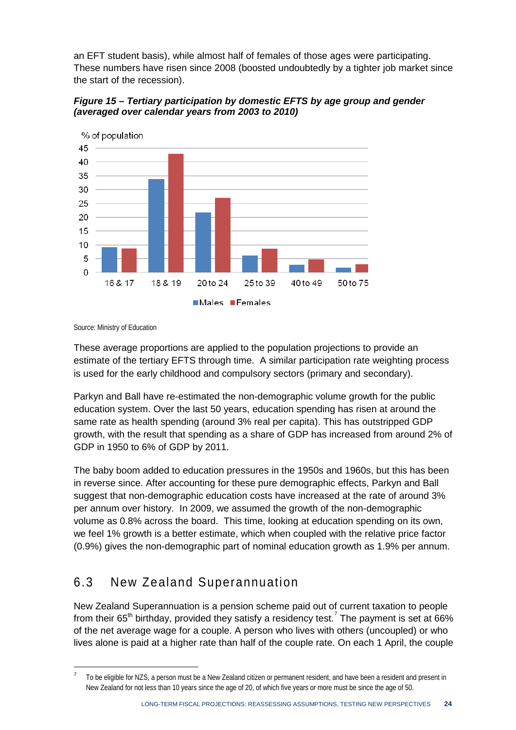an EFT student basis), while almost half of females of those ages were participating. These numbers have risen since 2008 (boosted undoubtedly by a tighter job market since the start of the recession).

***Figure 15 – Tertiary participation by domestic EFTS by age group and gender (averaged over calendar years from 2003 to 2010)***

Source: Ministry of Education

These average proportions are applied to the population projections to provide an estimate of the tertiary EFTS through time. A similar participation rate weighting process is used for the early childhood and compulsory sectors (primary and secondary).

Parkyn and Ball have re-estimated the non-demographic volume growth for the public education system. Over the last 50 years, education spending has risen at around the same rate as health spending (around 3% real per capita). This has outstripped GDP growth, with the result that spending as a share of GDP has increased from around 2% of GDP in 1950 to 6% of GDP by 2011.

The baby boom added to education pressures in the 1950s and 1960s, but this has been in reverse since. After accounting for these pure demographic effects, Parkyn and Ball suggest that non-demographic education costs have increased at the rate of around 3% per annum over history. In 2009, we assumed the growth of the non-demographic volume as 0.8% across the board. This time, looking at education spending on its own, we feel 1% growth is a better estimate, which when coupled with the relative price factor (0.9%) gives the non-demographic part of nominal education growth as 1.9% per annum.

## 6.3 New Zealand Superannuation

New Zealand Superannuation is a pension scheme paid out of current taxation to people from their 65th birthday, provided they satisfy a residency test.[7] The payment is set at 66% of the net average wage for a couple. A person who lives with others (uncoupled) or who lives alone is paid at a higher rate than half of the couple rate. On each 1 April, the couple

[7] To be eligible for NZS, a person must be a New Zealand citizen or permanent resident, and have been a resident and present in New Zealand for not less than 10 years since the age of 20, of which five years or more must be since the age of 50.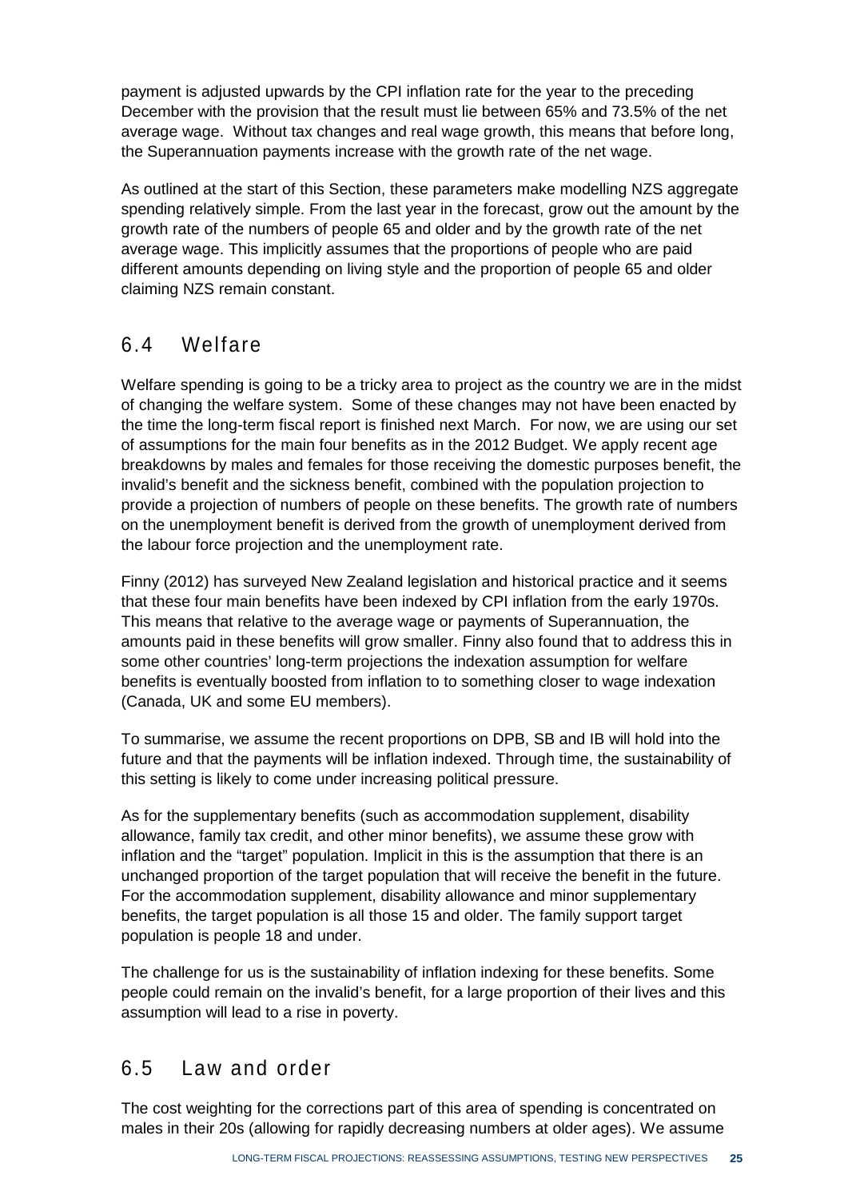payment is adjusted upwards by the CPI inflation rate for the year to the preceding December with the provision that the result must lie between 65% and 73.5% of the net average wage. Without tax changes and real wage growth, this means that before long, the Superannuation payments increase with the growth rate of the net wage.

As outlined at the start of this Section, these parameters make modelling NZS aggregate spending relatively simple. From the last year in the forecast, grow out the amount by the growth rate of the numbers of people 65 and older and by the growth rate of the net average wage. This implicitly assumes that the proportions of people who are paid different amounts depending on living style and the proportion of people 65 and older claiming NZS remain constant.

## 6.4 Welfare

Welfare spending is going to be a tricky area to project as the country we are in the midst of changing the welfare system. Some of these changes may not have been enacted by the time the long-term fiscal report is finished next March. For now, we are using our set of assumptions for the main four benefits as in the 2012 Budget. We apply recent age breakdowns by males and females for those receiving the domestic purposes benefit, the invalid's benefit and the sickness benefit, combined with the population projection to provide a projection of numbers of people on these benefits. The growth rate of numbers on the unemployment benefit is derived from the growth of unemployment derived from the labour force projection and the unemployment rate.

Finny (2012) has surveyed New Zealand legislation and historical practice and it seems that these four main benefits have been indexed by CPI inflation from the early 1970s. This means that relative to the average wage or payments of Superannuation, the amounts paid in these benefits will grow smaller. Finny also found that to address this in some other countries' long-term projections the indexation assumption for welfare benefits is eventually boosted from inflation to to something closer to wage indexation (Canada, UK and some EU members).

To summarise, we assume the recent proportions on DPB, SB and IB will hold into the future and that the payments will be inflation indexed. Through time, the sustainability of this setting is likely to come under increasing political pressure.

As for the supplementary benefits (such as accommodation supplement, disability allowance, family tax credit, and other minor benefits), we assume these grow with inflation and the "target" population. Implicit in this is the assumption that there is an unchanged proportion of the target population that will receive the benefit in the future. For the accommodation supplement, disability allowance and minor supplementary benefits, the target population is all those 15 and older. The family support target population is people 18 and under.

The challenge for us is the sustainability of inflation indexing for these benefits. Some people could remain on the invalid's benefit, for a large proportion of their lives and this assumption will lead to a rise in poverty.

## 6.5 Law and order

The cost weighting for the corrections part of this area of spending is concentrated on males in their 20s (allowing for rapidly decreasing numbers at older ages). We assume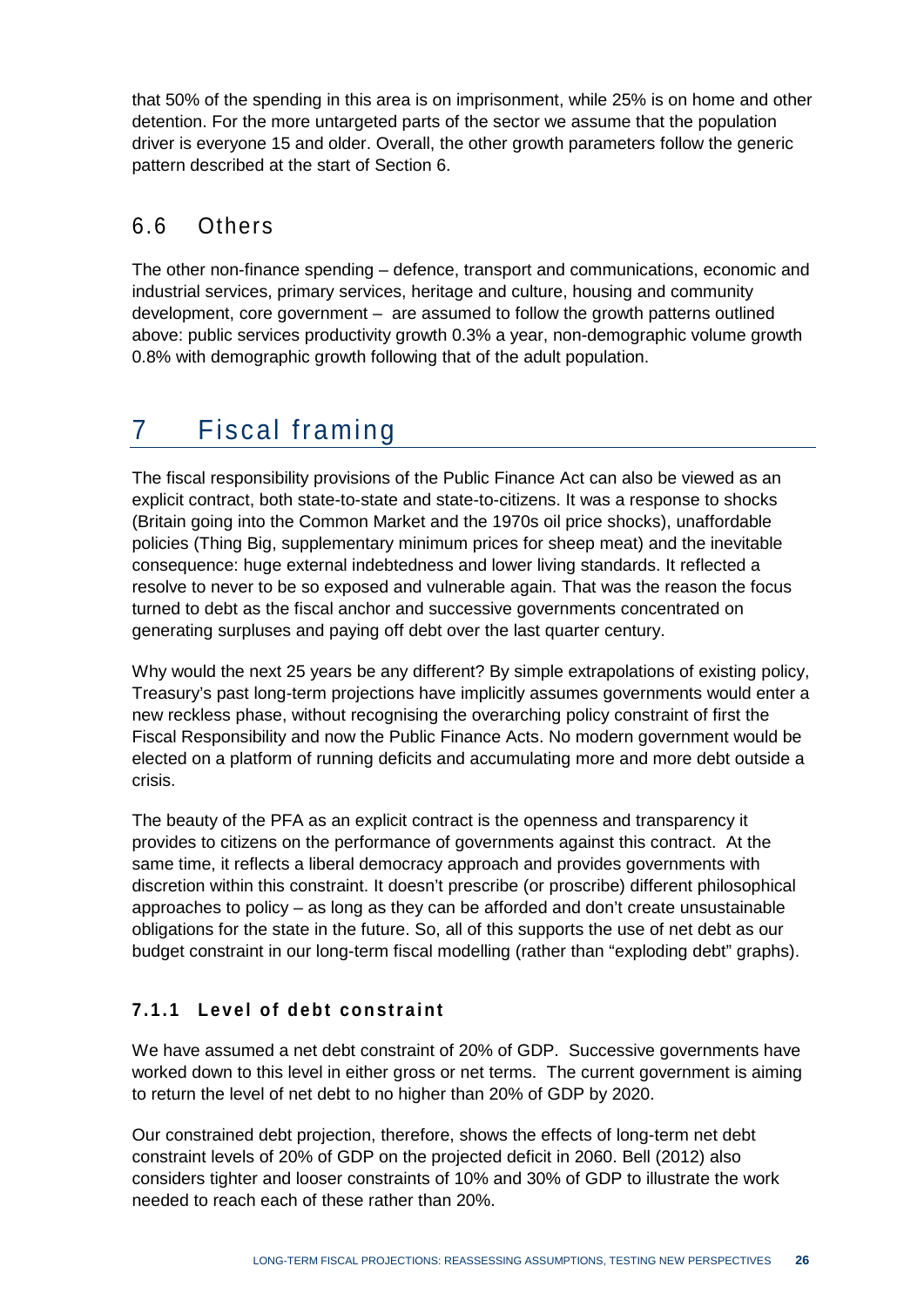that 50% of the spending in this area is on imprisonment, while 25% is on home and other detention. For the more untargeted parts of the sector we assume that the population driver is everyone 15 and older. Overall, the other growth parameters follow the generic pattern described at the start of Section 6.

## 6.6 Others

The other non-finance spending – defence, transport and communications, economic and industrial services, primary services, heritage and culture, housing and community development, core government – are assumed to follow the growth patterns outlined above: public services productivity growth 0.3% a year, non-demographic volume growth 0.8% with demographic growth following that of the adult population.

# 7 Fiscal framing

The fiscal responsibility provisions of the Public Finance Act can also be viewed as an explicit contract, both state-to-state and state-to-citizens. It was a response to shocks (Britain going into the Common Market and the 1970s oil price shocks), unaffordable policies (Thing Big, supplementary minimum prices for sheep meat) and the inevitable consequence: huge external indebtedness and lower living standards. It reflected a resolve to never to be so exposed and vulnerable again. That was the reason the focus turned to debt as the fiscal anchor and successive governments concentrated on generating surpluses and paying off debt over the last quarter century.

Why would the next 25 years be any different? By simple extrapolations of existing policy, Treasury's past long-term projections have implicitly assumes governments would enter a new reckless phase, without recognising the overarching policy constraint of first the Fiscal Responsibility and now the Public Finance Acts. No modern government would be elected on a platform of running deficits and accumulating more and more debt outside a crisis.

The beauty of the PFA as an explicit contract is the openness and transparency it provides to citizens on the performance of governments against this contract. At the same time, it reflects a liberal democracy approach and provides governments with discretion within this constraint. It doesn't prescribe (or proscribe) different philosophical approaches to policy – as long as they can be afforded and don't create unsustainable obligations for the state in the future. So, all of this supports the use of net debt as our budget constraint in our long-term fiscal modelling (rather than "exploding debt" graphs).

### 7.1.1 Level of debt constraint

We have assumed a net debt constraint of 20% of GDP. Successive governments have worked down to this level in either gross or net terms. The current government is aiming to return the level of net debt to no higher than 20% of GDP by 2020.

Our constrained debt projection, therefore, shows the effects of long-term net debt constraint levels of 20% of GDP on the projected deficit in 2060. Bell (2012) also considers tighter and looser constraints of 10% and 30% of GDP to illustrate the work needed to reach each of these rather than 20%.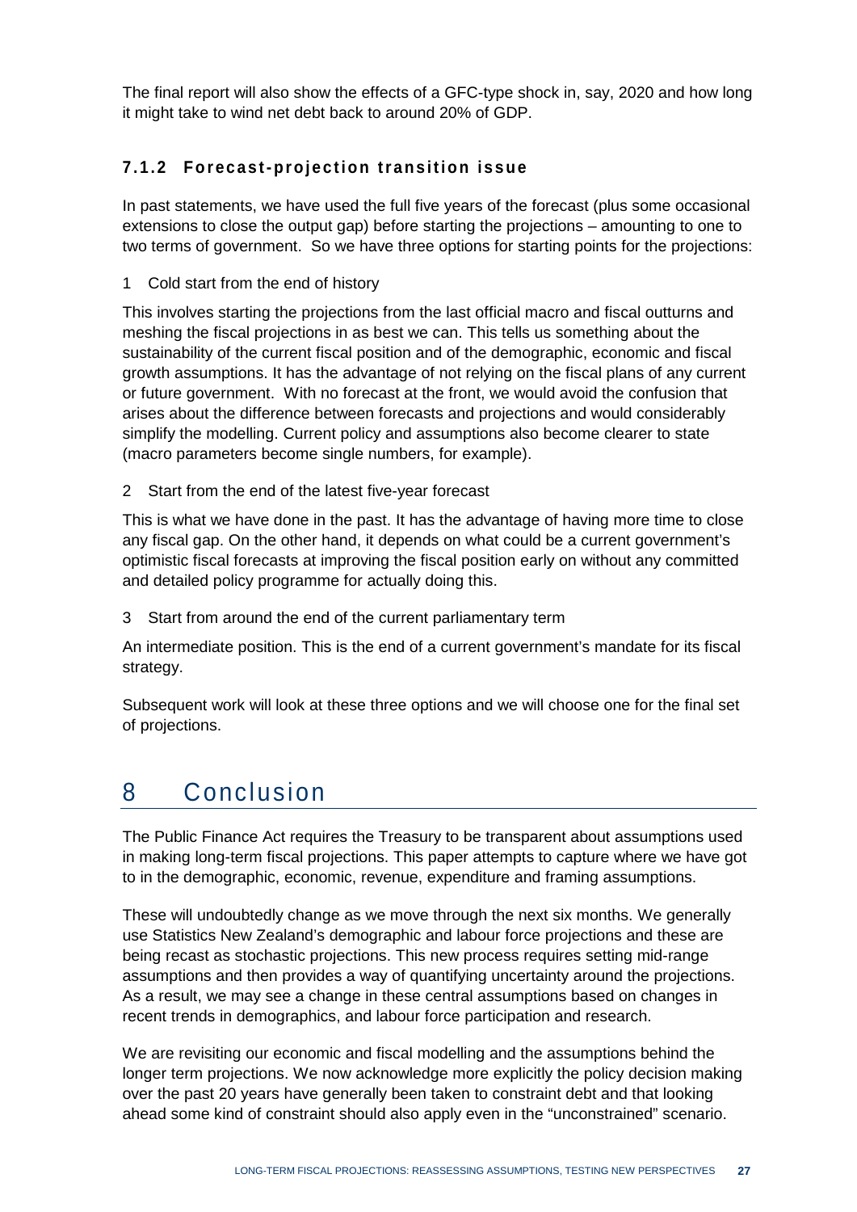The final report will also show the effects of a GFC-type shock in, say, 2020 and how long it might take to wind net debt back to around 20% of GDP.

### 7.1.2 Forecast-projection transition issue

In past statements, we have used the full five years of the forecast (plus some occasional extensions to close the output gap) before starting the projections – amounting to one to two terms of government. So we have three options for starting points for the projections:

1 Cold start from the end of history

This involves starting the projections from the last official macro and fiscal outturns and meshing the fiscal projections in as best we can. This tells us something about the sustainability of the current fiscal position and of the demographic, economic and fiscal growth assumptions. It has the advantage of not relying on the fiscal plans of any current or future government. With no forecast at the front, we would avoid the confusion that arises about the difference between forecasts and projections and would considerably simplify the modelling. Current policy and assumptions also become clearer to state (macro parameters become single numbers, for example).

2 Start from the end of the latest five-year forecast

This is what we have done in the past. It has the advantage of having more time to close any fiscal gap. On the other hand, it depends on what could be a current government's optimistic fiscal forecasts at improving the fiscal position early on without any committed and detailed policy programme for actually doing this.

3 Start from around the end of the current parliamentary term

An intermediate position. This is the end of a current government's mandate for its fiscal strategy.

Subsequent work will look at these three options and we will choose one for the final set of projections.

# 8 Conclusion

The Public Finance Act requires the Treasury to be transparent about assumptions used in making long-term fiscal projections. This paper attempts to capture where we have got to in the demographic, economic, revenue, expenditure and framing assumptions.

These will undoubtedly change as we move through the next six months. We generally use Statistics New Zealand's demographic and labour force projections and these are being recast as stochastic projections. This new process requires setting mid-range assumptions and then provides a way of quantifying uncertainty around the projections. As a result, we may see a change in these central assumptions based on changes in recent trends in demographics, and labour force participation and research.

We are revisiting our economic and fiscal modelling and the assumptions behind the longer term projections. We now acknowledge more explicitly the policy decision making over the past 20 years have generally been taken to constraint debt and that looking ahead some kind of constraint should also apply even in the "unconstrained" scenario.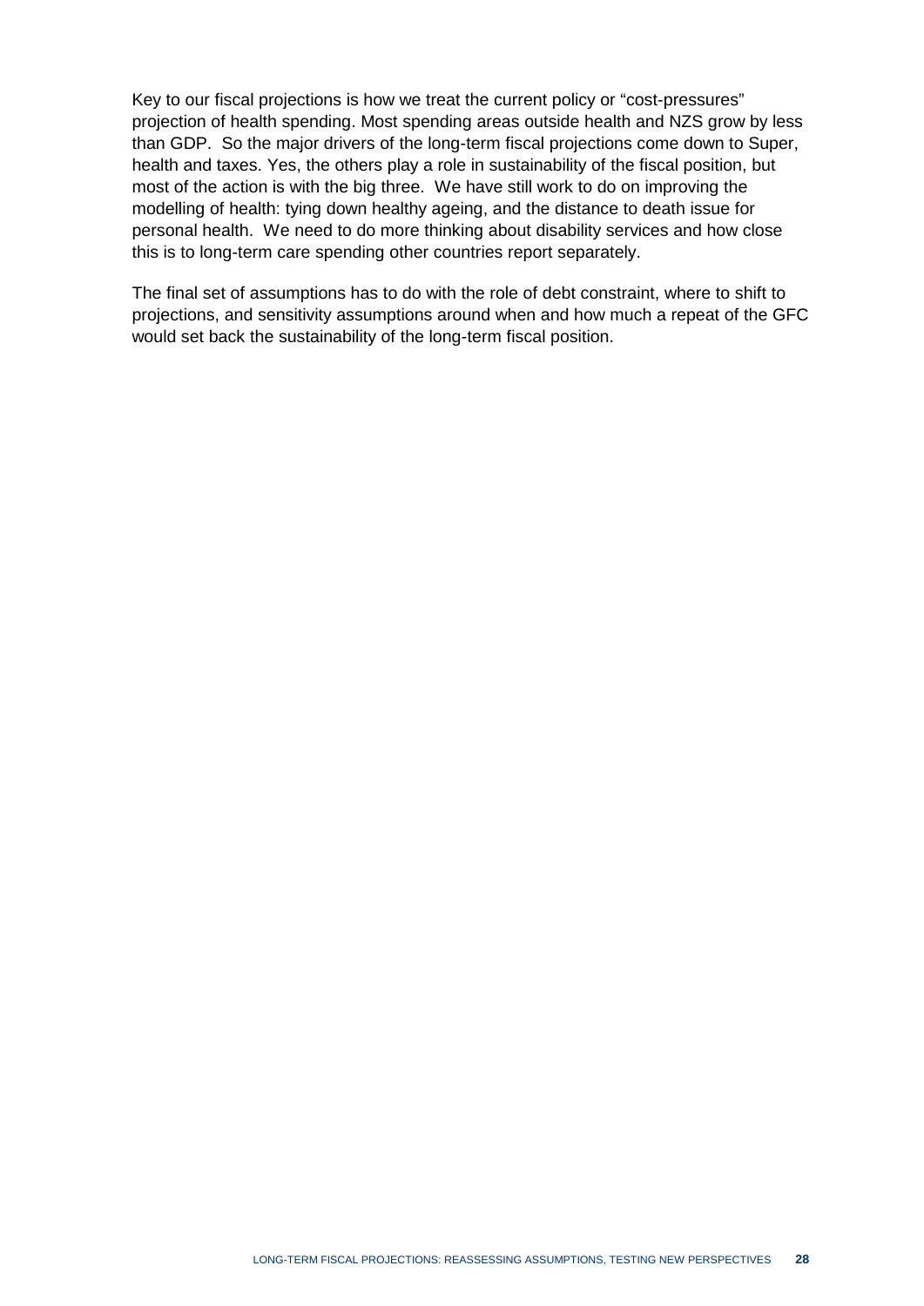Key to our fiscal projections is how we treat the current policy or "cost-pressures" projection of health spending. Most spending areas outside health and NZS grow by less than GDP. So the major drivers of the long-term fiscal projections come down to Super, health and taxes. Yes, the others play a role in sustainability of the fiscal position, but most of the action is with the big three. We have still work to do on improving the modelling of health: tying down healthy ageing, and the distance to death issue for personal health. We need to do more thinking about disability services and how close this is to long-term care spending other countries report separately.

The final set of assumptions has to do with the role of debt constraint, where to shift to projections, and sensitivity assumptions around when and how much a repeat of the GFC would set back the sustainability of the long-term fiscal position.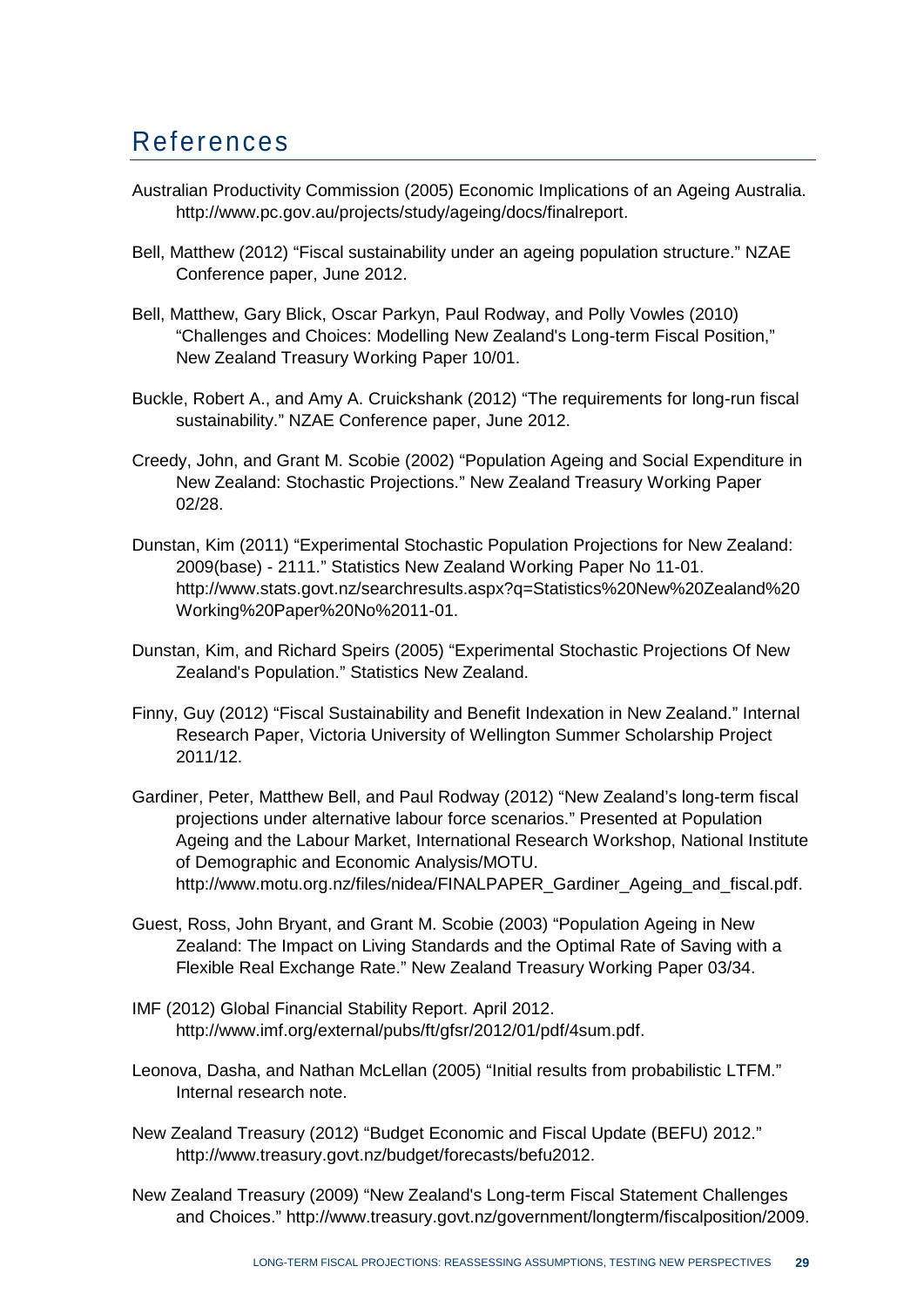# References

Australian Productivity Commission (2005) Economic Implications of an Ageing Australia. http://www.pc.gov.au/projects/study/ageing/docs/finalreport.

Bell, Matthew (2012) "Fiscal sustainability under an ageing population structure." NZAE Conference paper, June 2012.

Bell, Matthew, Gary Blick, Oscar Parkyn, Paul Rodway, and Polly Vowles (2010) "Challenges and Choices: Modelling New Zealand's Long-term Fiscal Position," New Zealand Treasury Working Paper 10/01.

Buckle, Robert A., and Amy A. Cruickshank (2012) "The requirements for long-run fiscal sustainability." NZAE Conference paper, June 2012.

Creedy, John, and Grant M. Scobie (2002) "Population Ageing and Social Expenditure in New Zealand: Stochastic Projections." New Zealand Treasury Working Paper 02/28.

Dunstan, Kim (2011) "Experimental Stochastic Population Projections for New Zealand: 2009(base) - 2111." Statistics New Zealand Working Paper No 11-01. http://www.stats.govt.nz/searchresults.aspx?q=Statistics%20New%20Zealand%20Working%20Paper%20No%2011-01.

Dunstan, Kim, and Richard Speirs (2005) "Experimental Stochastic Projections Of New Zealand's Population." Statistics New Zealand.

Finny, Guy (2012) "Fiscal Sustainability and Benefit Indexation in New Zealand." Internal Research Paper, Victoria University of Wellington Summer Scholarship Project 2011/12.

Gardiner, Peter, Matthew Bell, and Paul Rodway (2012) "New Zealand's long-term fiscal projections under alternative labour force scenarios." Presented at Population Ageing and the Labour Market, International Research Workshop, National Institute of Demographic and Economic Analysis/MOTU. http://www.motu.org.nz/files/nidea/FINALPAPER_Gardiner_Ageing_and_fiscal.pdf.

Guest, Ross, John Bryant, and Grant M. Scobie (2003) "Population Ageing in New Zealand: The Impact on Living Standards and the Optimal Rate of Saving with a Flexible Real Exchange Rate." New Zealand Treasury Working Paper 03/34.

IMF (2012) Global Financial Stability Report. April 2012. http://www.imf.org/external/pubs/ft/gfsr/2012/01/pdf/4sum.pdf.

Leonova, Dasha, and Nathan McLellan (2005) "Initial results from probabilistic LTFM." Internal research note.

New Zealand Treasury (2012) "Budget Economic and Fiscal Update (BEFU) 2012." http://www.treasury.govt.nz/budget/forecasts/befu2012.

New Zealand Treasury (2009) "New Zealand's Long-term Fiscal Statement Challenges and Choices." http://www.treasury.govt.nz/government/longterm/fiscalposition/2009.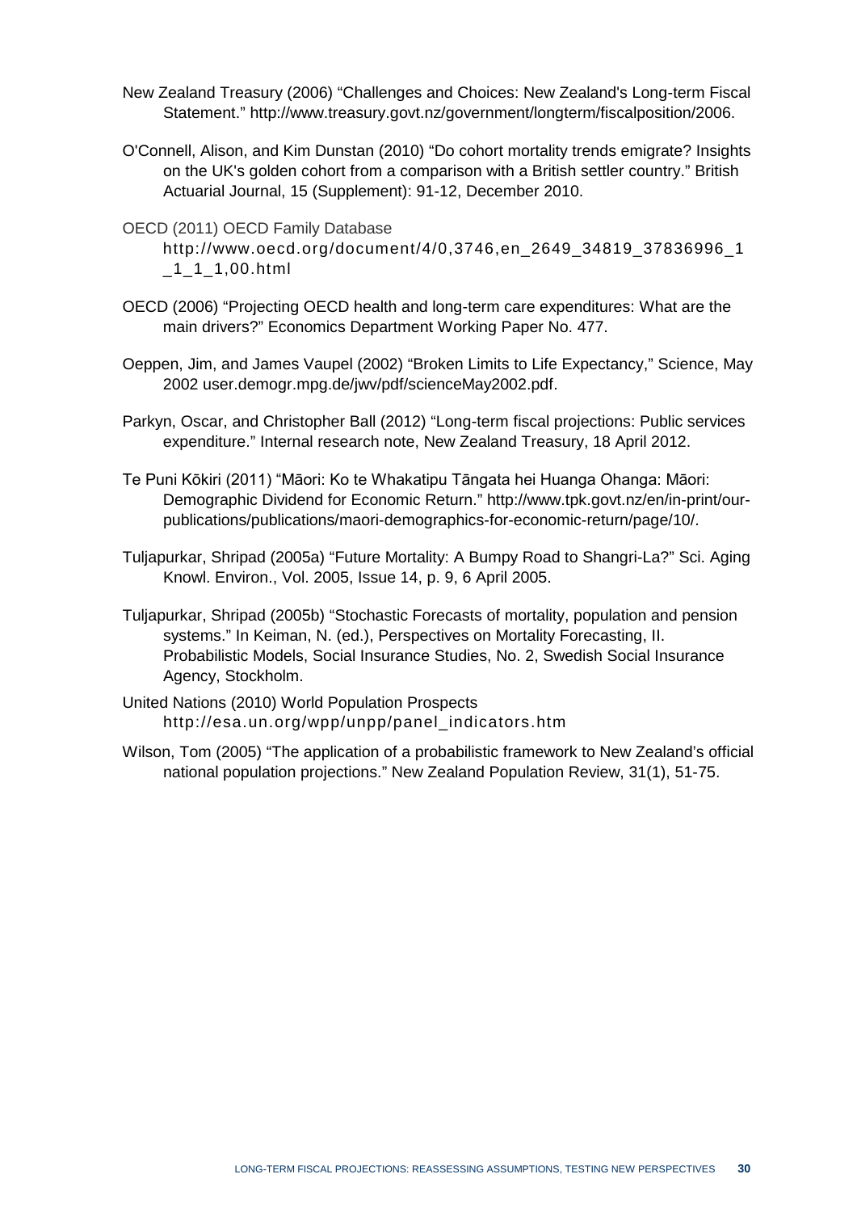New Zealand Treasury (2006) "Challenges and Choices: New Zealand's Long-term Fiscal Statement." http://www.treasury.govt.nz/government/longterm/fiscalposition/2006.

O'Connell, Alison, and Kim Dunstan (2010) "Do cohort mortality trends emigrate? Insights on the UK's golden cohort from a comparison with a British settler country." British Actuarial Journal, 15 (Supplement): 91-12, December 2010.

OECD (2011) OECD Family Database http://www.oecd.org/document/4/0,3746,en_2649_34819_37836996_1_1_1_1,00.html

OECD (2006) "Projecting OECD health and long-term care expenditures: What are the main drivers?" Economics Department Working Paper No. 477.

Oeppen, Jim, and James Vaupel (2002) "Broken Limits to Life Expectancy," Science, May 2002 user.demogr.mpg.de/jwv/pdf/scienceMay2002.pdf.

Parkyn, Oscar, and Christopher Ball (2012) "Long-term fiscal projections: Public services expenditure." Internal research note, New Zealand Treasury, 18 April 2012.

Te Puni Kōkiri (2011) "Māori: Ko te Whakatipu Tāngata hei Huanga Ohanga: Māori: Demographic Dividend for Economic Return." http://www.tpk.govt.nz/en/in-print/our-publications/publications/maori-demographics-for-economic-return/page/10/.

Tuljapurkar, Shripad (2005a) "Future Mortality: A Bumpy Road to Shangri-La?" Sci. Aging Knowl. Environ., Vol. 2005, Issue 14, p. 9, 6 April 2005.

Tuljapurkar, Shripad (2005b) "Stochastic Forecasts of mortality, population and pension systems." In Keiman, N. (ed.), Perspectives on Mortality Forecasting, II. Probabilistic Models, Social Insurance Studies, No. 2, Swedish Social Insurance Agency, Stockholm.

United Nations (2010) World Population Prospects http://esa.un.org/wpp/unpp/panel_indicators.htm

Wilson, Tom (2005) "The application of a probabilistic framework to New Zealand's official national population projections." New Zealand Population Review, 31(1), 51-75.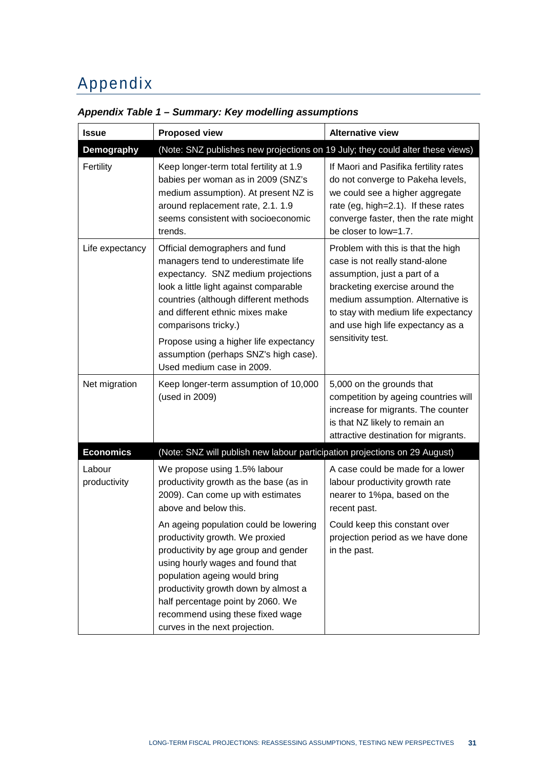# Appendix

***Appendix Table 1 – Summary: Key modelling assumptions***

| Issue | Proposed view | Alternative view |
|---|---|---|
| **Demography** | (Note: SNZ publishes new projections on 19 July; they could alter these views) | |
| Fertility | Keep longer-term total fertility at 1.9 babies per woman as in 2009 (SNZ's medium assumption). At present NZ is around replacement rate, 2.1. 1.9 seems consistent with socioeconomic trends. | If Maori and Pasifika fertility rates do not converge to Pakeha levels, we could see a higher aggregate rate (eg, high=2.1). If these rates converge faster, then the rate might be closer to low=1.7. |
| Life expectancy | Official demographers and fund managers tend to underestimate life expectancy. SNZ medium projections look a little light against comparable countries (although different methods and different ethnic mixes make comparisons tricky.)<br><br>Propose using a higher life expectancy assumption (perhaps SNZ's high case). Used medium case in 2009. | Problem with this is that the high case is not really stand-alone assumption, just a part of a bracketing exercise around the medium assumption. Alternative is to stay with medium life expectancy and use high life expectancy as a sensitivity test. |
| Net migration | Keep longer-term assumption of 10,000 (used in 2009) | 5,000 on the grounds that competition by ageing countries will increase for migrants. The counter is that NZ likely to remain an attractive destination for migrants. |
| **Economics** | (Note: SNZ will publish new labour participation projections on 29 August) | |
| Labour productivity | We propose using 1.5% labour productivity growth as the base (as in 2009). Can come up with estimates above and below this.<br><br>An ageing population could be lowering productivity growth. We proxied productivity by age group and gender using hourly wages and found that population ageing would bring productivity growth down by almost a half percentage point by 2060. We recommend using these fixed wage curves in the next projection. | A case could be made for a lower labour productivity growth rate nearer to 1%pa, based on the recent past.<br><br>Could keep this constant over projection period as we have done in the past. |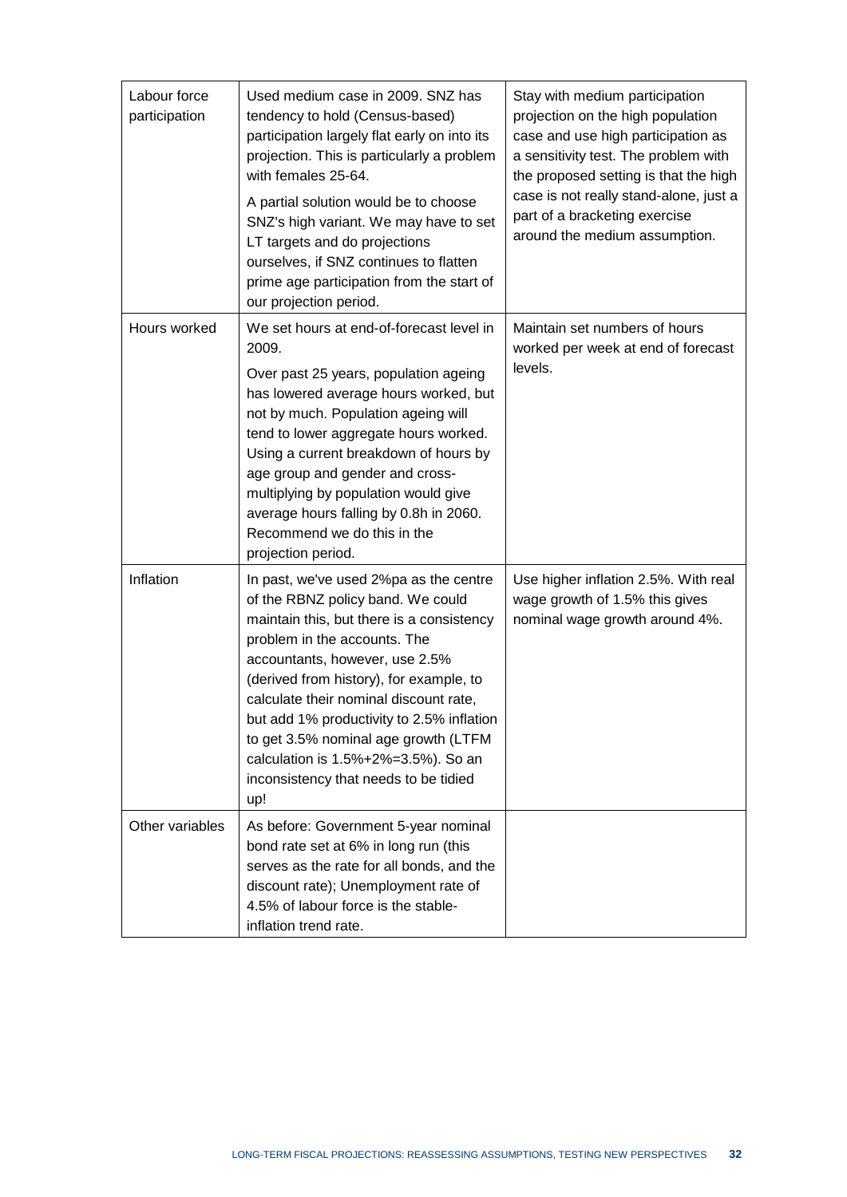| | | |
|---|---|---|
| Labour force participation | Used medium case in 2009. SNZ has tendency to hold (Census-based) participation largely flat early on into its projection. This is particularly a problem with females 25-64.<br><br>A partial solution would be to choose SNZ's high variant. We may have to set LT targets and do projections ourselves, if SNZ continues to flatten prime age participation from the start of our projection period. | Stay with medium participation projection on the high population case and use high participation as a sensitivity test. The problem with the proposed setting is that the high case is not really stand-alone, just a part of a bracketing exercise around the medium assumption. |
| Hours worked | We set hours at end-of-forecast level in 2009.<br><br>Over past 25 years, population ageing has lowered average hours worked, but not by much. Population ageing will tend to lower aggregate hours worked. Using a current breakdown of hours by age group and gender and cross-multiplying by population would give average hours falling by 0.8h in 2060. Recommend we do this in the projection period. | Maintain set numbers of hours worked per week at end of forecast levels. |
| Inflation | In past, we've used 2%pa as the centre of the RBNZ policy band. We could maintain this, but there is a consistency problem in the accounts. The accountants, however, use 2.5% (derived from history), for example, to calculate their nominal discount rate, but add 1% productivity to 2.5% inflation to get 3.5% nominal age growth (LTFM calculation is 1.5%+2%=3.5%). So an inconsistency that needs to be tidied up! | Use higher inflation 2.5%. With real wage growth of 1.5% this gives nominal wage growth around 4%. |
| Other variables | As before: Government 5-year nominal bond rate set at 6% in long run (this serves as the rate for all bonds, and the discount rate); Unemployment rate of 4.5% of labour force is the stable-inflation trend rate. | |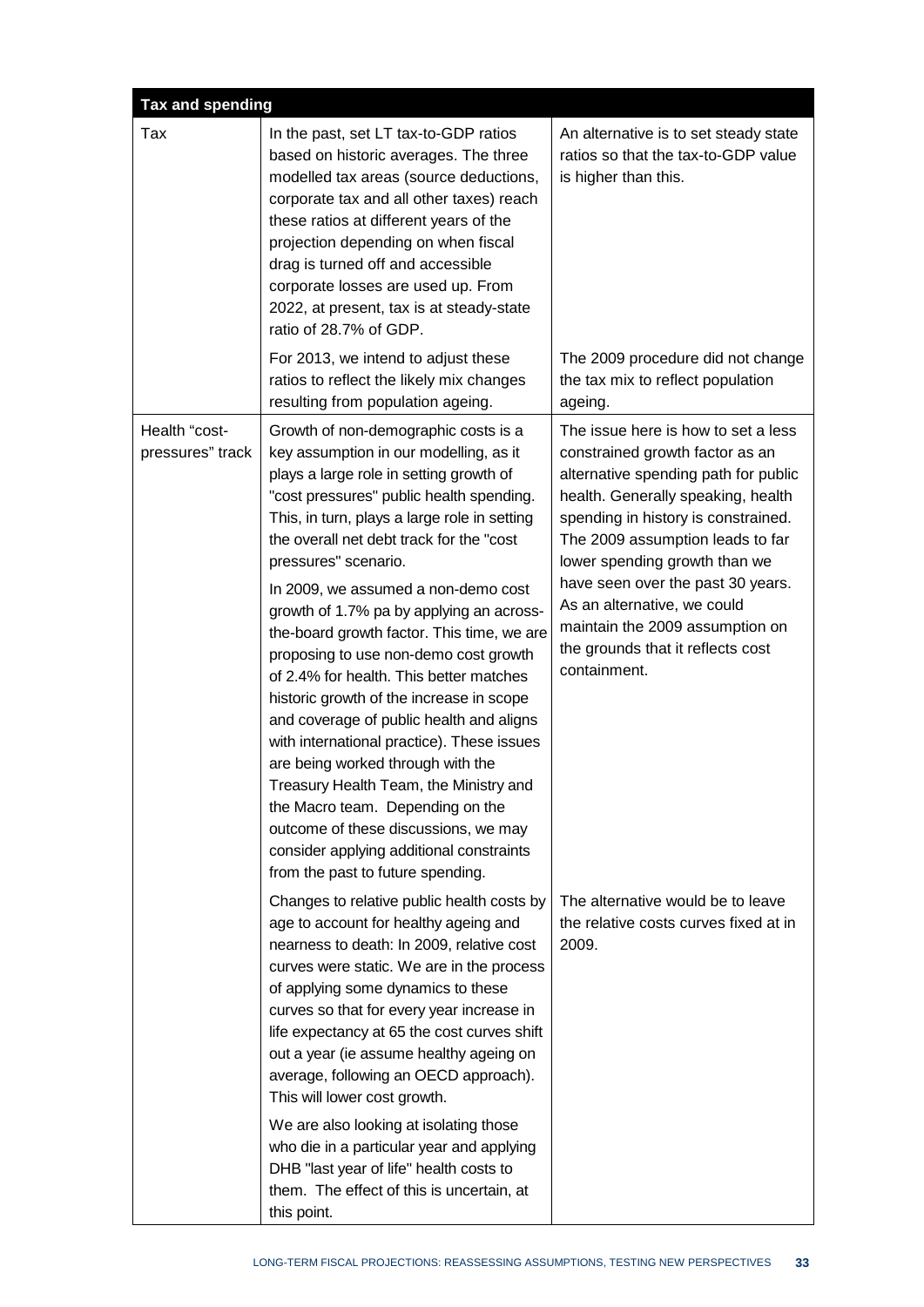| Tax and spending | | |
|---|---|---|
| Tax | In the past, set LT tax-to-GDP ratios based on historic averages. The three modelled tax areas (source deductions, corporate tax and all other taxes) reach these ratios at different years of the projection depending on when fiscal drag is turned off and accessible corporate losses are used up. From 2022, at present, tax is at steady-state ratio of 28.7% of GDP. | An alternative is to set steady state ratios so that the tax-to-GDP value is higher than this. |
| | For 2013, we intend to adjust these ratios to reflect the likely mix changes resulting from population ageing. | The 2009 procedure did not change the tax mix to reflect population ageing. |
| Health "cost-pressures" track | Growth of non-demographic costs is a key assumption in our modelling, as it plays a large role in setting growth of "cost pressures" public health spending. This, in turn, plays a large role in setting the overall net debt track for the "cost pressures" scenario.<br><br>In 2009, we assumed a non-demo cost growth of 1.7% pa by applying an across-the-board growth factor. This time, we are proposing to use non-demo cost growth of 2.4% for health. This better matches historic growth of the increase in scope and coverage of public health and aligns with international practice). These issues are being worked through with the Treasury Health Team, the Ministry and the Macro team. Depending on the outcome of these discussions, we may consider applying additional constraints from the past to future spending. | The issue here is how to set a less constrained growth factor as an alternative spending path for public health. Generally speaking, health spending in history is constrained. The 2009 assumption leads to far lower spending growth than we have seen over the past 30 years. As an alternative, we could maintain the 2009 assumption on the grounds that it reflects cost containment. |
| | Changes to relative public health costs by age to account for healthy ageing and nearness to death: In 2009, relative cost curves were static. We are in the process of applying some dynamics to these curves so that for every year increase in life expectancy at 65 the cost curves shift out a year (ie assume healthy ageing on average, following an OECD approach). This will lower cost growth.<br><br>We are also looking at isolating those who die in a particular year and applying DHB "last year of life" health costs to them. The effect of this is uncertain, at this point. | The alternative would be to leave the relative costs curves fixed at in 2009. |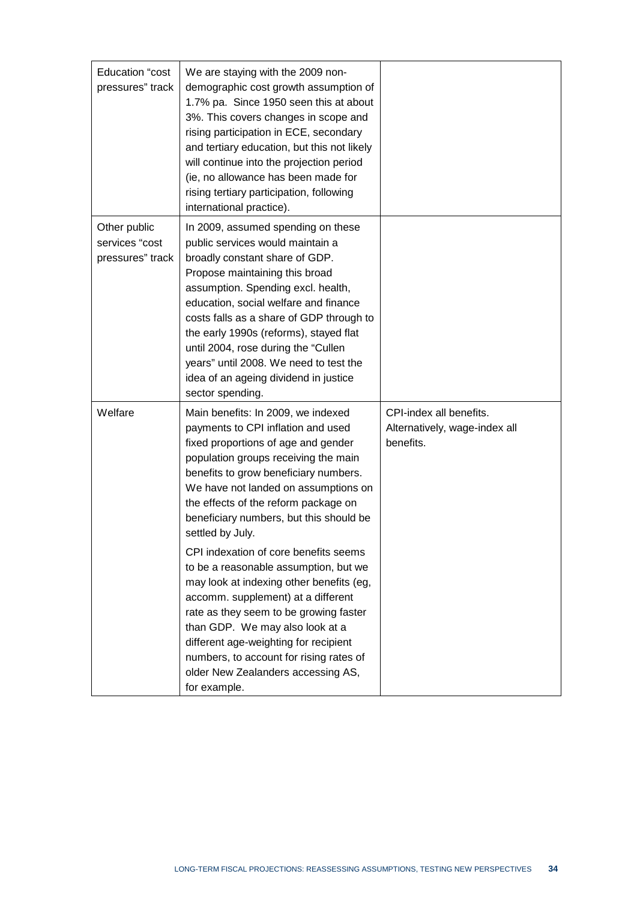| | | |
|---|---|---|
| Education "cost pressures" track | We are staying with the 2009 non-demographic cost growth assumption of 1.7% pa. Since 1950 seen this at about 3%. This covers changes in scope and rising participation in ECE, secondary and tertiary education, but this not likely will continue into the projection period (ie, no allowance has been made for rising tertiary participation, following international practice). | |
| Other public services "cost pressures" track | In 2009, assumed spending on these public services would maintain a broadly constant share of GDP. Propose maintaining this broad assumption. Spending excl. health, education, social welfare and finance costs falls as a share of GDP through to the early 1990s (reforms), stayed flat until 2004, rose during the "Cullen years" until 2008. We need to test the idea of an ageing dividend in justice sector spending. | |
| Welfare | Main benefits: In 2009, we indexed payments to CPI inflation and used fixed proportions of age and gender population groups receiving the main benefits to grow beneficiary numbers. We have not landed on assumptions on the effects of the reform package on beneficiary numbers, but this should be settled by July.<br><br>CPI indexation of core benefits seems to be a reasonable assumption, but we may look at indexing other benefits (eg, accomm. supplement) at a different rate as they seem to be growing faster than GDP. We may also look at a different age-weighting for recipient numbers, to account for rising rates of older New Zealanders accessing AS, for example. | CPI-index all benefits. Alternatively, wage-index all benefits. |